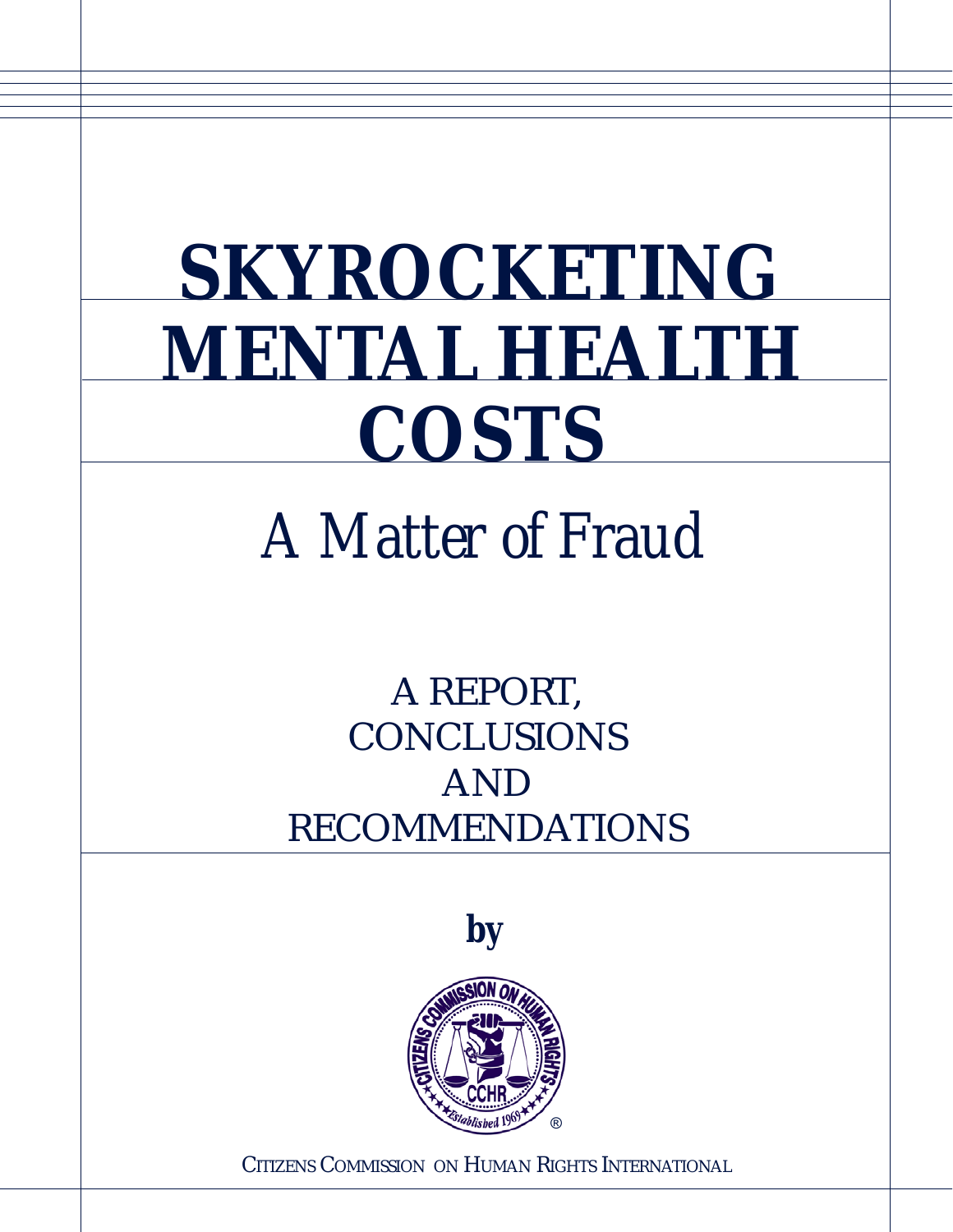# SKYROCKETING MENTAL HEALTH COSTS

## *A Matter of Fraud*

A REPORT,
CONCLUSIONS
AND
RECOMMENDATIONS

**by**

CITIZENS COMMISSION ON HUMAN RIGHTS INTERNATIONAL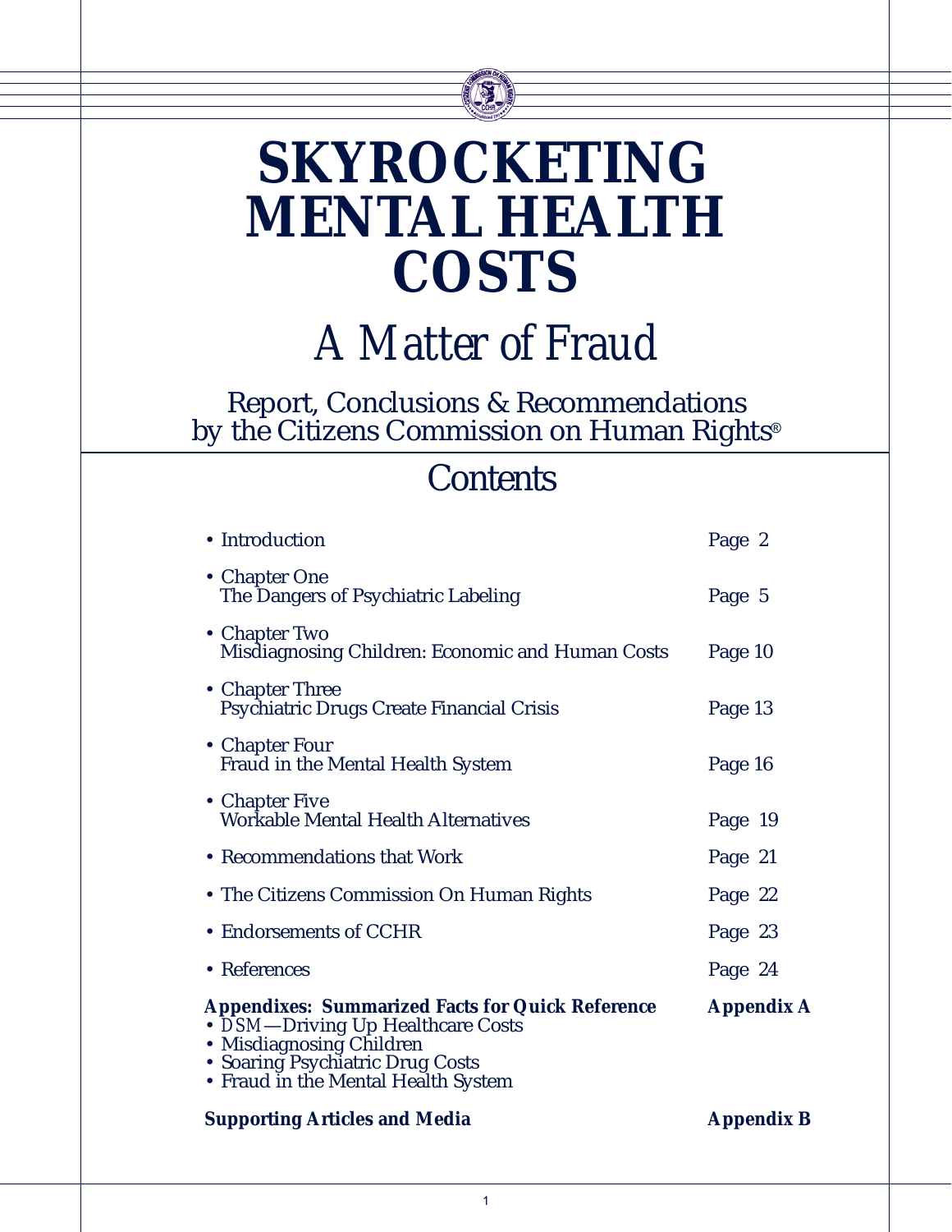# SKYROCKETING MENTAL HEALTH COSTS

## *A Matter of Fraud*

Report, Conclusions & Recommendations by the Citizens Commission on Human Rights®

## Contents

| | |
|---|---|
| • Introduction | Page 2 |
| • Chapter One<br>The Dangers of Psychiatric Labeling | Page 5 |
| • Chapter Two<br>Misdiagnosing Children: Economic and Human Costs | Page 10 |
| • Chapter Three<br>Psychiatric Drugs Create Financial Crisis | Page 13 |
| • Chapter Four<br>Fraud in the Mental Health System | Page 16 |
| • Chapter Five<br>Workable Mental Health Alternatives | Page 19 |
| • Recommendations that Work | Page 21 |
| • The Citizens Commission On Human Rights | Page 22 |
| • Endorsements of CCHR | Page 23 |
| • References | Page 24 |
| **Appendixes: Summarized Facts for Quick Reference**<br>• *DSM*—Driving Up Healthcare Costs<br>• Misdiagnosing Children<br>• Soaring Psychiatric Drug Costs<br>• Fraud in the Mental Health System | **Appendix A** |
| **Supporting Articles and Media** | **Appendix B** |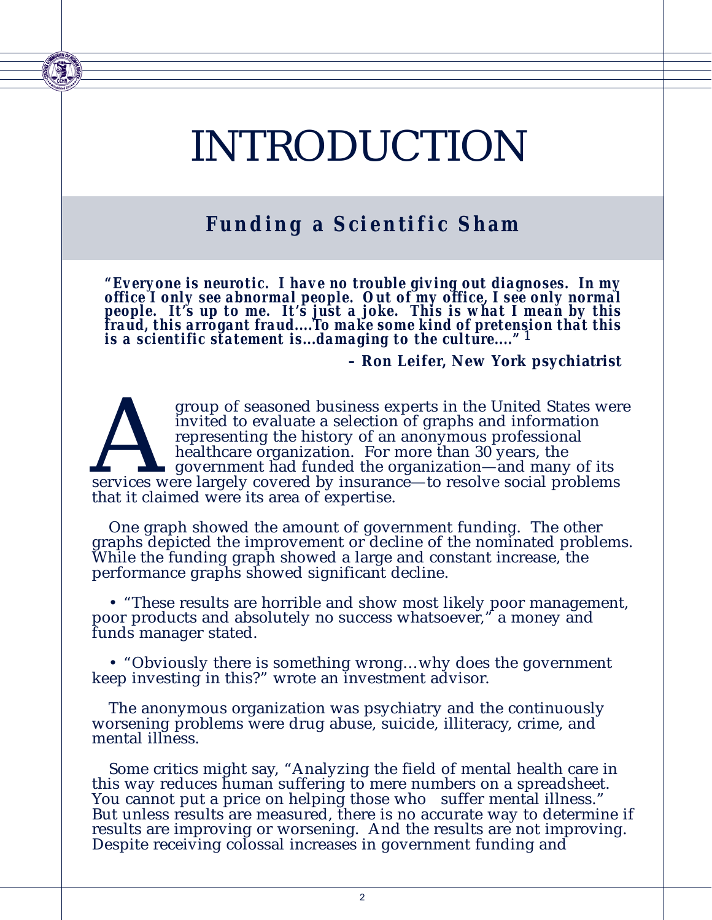# INTRODUCTION

## Funding a Scientific Sham

***"Everyone is neurotic. I have no trouble giving out diagnoses. In my office I only see abnormal people. Out of my office, I see only normal people. It's up to me. It's just a joke. This is what I mean by this fraud, this arrogant fraud....To make some kind of pretension that this is a scientific statement is...damaging to the culture...."*** [1]

**– Ron Leifer, New York psychiatrist**

A group of seasoned business experts in the United States were invited to evaluate a selection of graphs and information representing the history of an anonymous professional healthcare organization. For more than 30 years, the government had funded the organization—and many of its services were largely covered by insurance—to resolve social problems that it claimed were its area of expertise.

One graph showed the amount of government funding. The other graphs depicted the improvement or decline of the nominated problems. While the funding graph showed a large and constant increase, the performance graphs showed significant decline.

- "These results are horrible and show most likely poor management, poor products and absolutely no success whatsoever," a money and funds manager stated.
- "Obviously there is something wrong…why does the government keep investing in this?" wrote an investment advisor.

The anonymous organization was psychiatry and the continuously worsening problems were drug abuse, suicide, illiteracy, crime, and mental illness.

Some critics might say, "Analyzing the field of mental health care in this way reduces human suffering to mere numbers on a spreadsheet. You cannot put a price on helping those who suffer mental illness." But unless results are measured, there is no accurate way to determine if results are improving or worsening. And the results are not improving. Despite receiving colossal increases in government funding and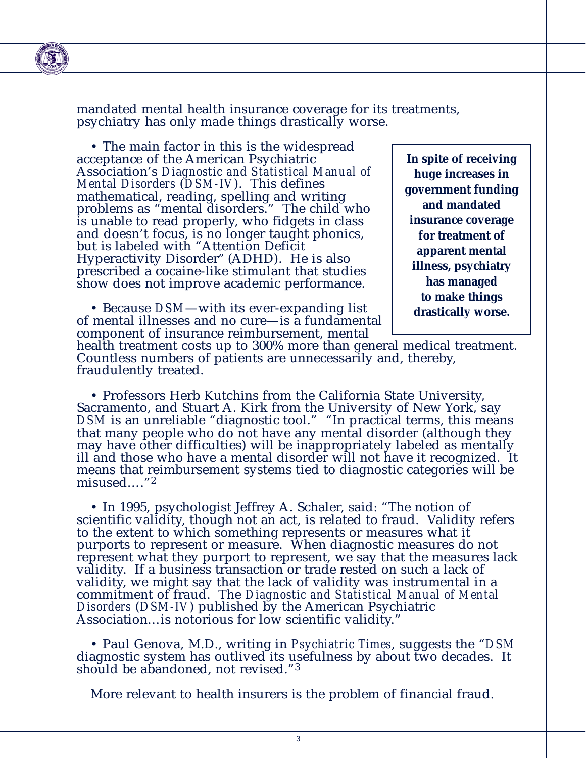mandated mental health insurance coverage for its treatments, psychiatry has only made things drastically worse.

- The main factor in this is the widespread acceptance of the American Psychiatric Association's *Diagnostic and Statistical Manual of Mental Disorders* (*DSM-IV*). This defines mathematical, reading, spelling and writing problems as "mental disorders." The child who is unable to read properly, who fidgets in class and doesn't focus, is no longer taught phonics, but is labeled with "Attention Deficit Hyperactivity Disorder" (ADHD). He is also prescribed a cocaine-like stimulant that studies show does not improve academic performance.

> **In spite of receiving huge increases in government funding and mandated insurance coverage for treatment of apparent mental illness, psychiatry has managed to make things drastically worse.**

- Because *DSM*—with its ever-expanding list of mental illnesses and no cure—is a fundamental component of insurance reimbursement, mental health treatment costs up to 300% more than general medical treatment. Countless numbers of patients are unnecessarily and, thereby, fraudulently treated.

- Professors Herb Kutchins from the California State University, Sacramento, and Stuart A. Kirk from the University of New York, say *DSM* is an unreliable "diagnostic tool." "In practical terms, this means that many people who do not have any mental disorder (although they may have other difficulties) will be inappropriately labeled as mentally ill and those who have a mental disorder will not have it recognized. It means that reimbursement systems tied to diagnostic categories will be misused…."[2]

- In 1995, psychologist Jeffrey A. Schaler, said: "The notion of scientific validity, though not an act, is related to fraud. Validity refers to the extent to which something represents or measures what it purports to represent or measure. When diagnostic measures do not represent what they purport to represent, we say that the measures lack validity. If a business transaction or trade rested on such a lack of validity, we might say that the lack of validity was instrumental in a commitment of fraud. The *Diagnostic and Statistical Manual of Mental Disorders* (*DSM-IV*) published by the American Psychiatric Association…is notorious for low scientific validity."

- Paul Genova, M.D., writing in *Psychiatric Times*, suggests the "*DSM* diagnostic system has outlived its usefulness by about two decades. It should be abandoned, not revised."[3]

More relevant to health insurers is the problem of financial fraud.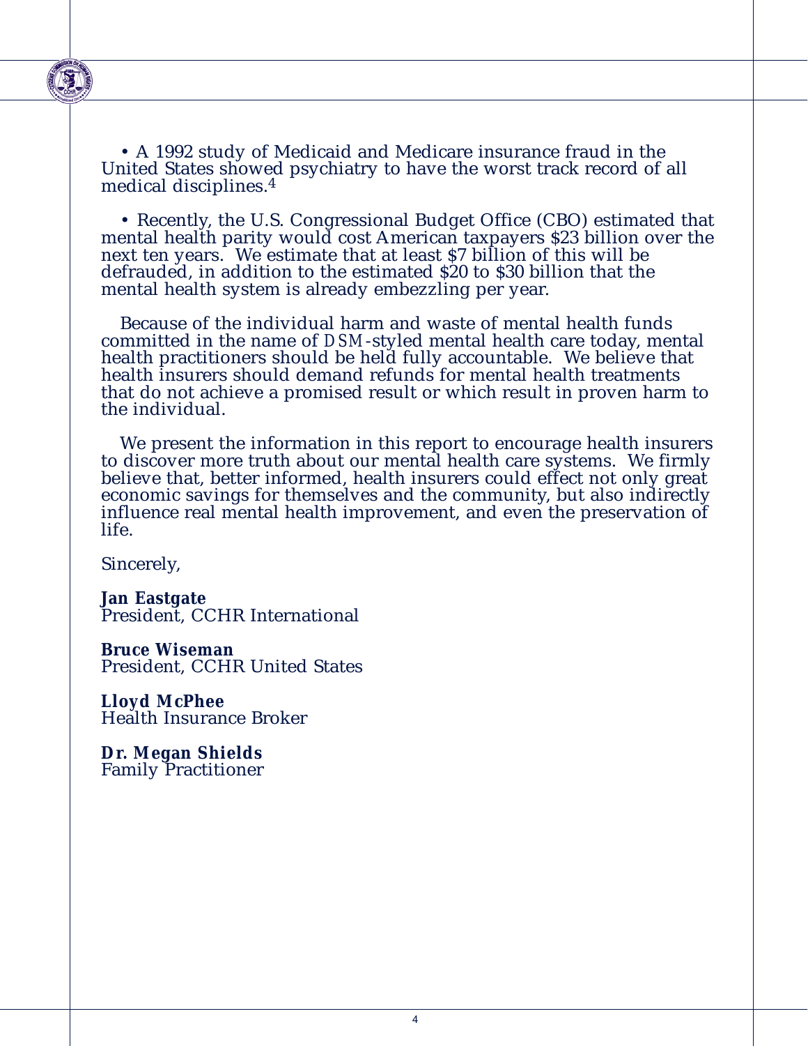• A 1992 study of Medicaid and Medicare insurance fraud in the United States showed psychiatry to have the worst track record of all medical disciplines.[4]

• Recently, the U.S. Congressional Budget Office (CBO) estimated that mental health parity would cost American taxpayers $23 billion over the next ten years. We estimate that at least $7 billion of this will be defrauded, in addition to the estimated $20 to $30 billion that the mental health system is already embezzling per year.

Because of the individual harm and waste of mental health funds committed in the name of *DSM*-styled mental health care today, mental health practitioners should be held fully accountable. We believe that health insurers should demand refunds for mental health treatments that do not achieve a promised result or which result in proven harm to the individual.

We present the information in this report to encourage health insurers to discover more truth about our mental health care systems. We firmly believe that, better informed, health insurers could effect not only great economic savings for themselves and the community, but also indirectly influence real mental health improvement, and even the preservation of life.

Sincerely,

**Jan Eastgate**
President, CCHR International

**Bruce Wiseman**
President, CCHR United States

**Lloyd McPhee**
Health Insurance Broker

**Dr. Megan Shields**
Family Practitioner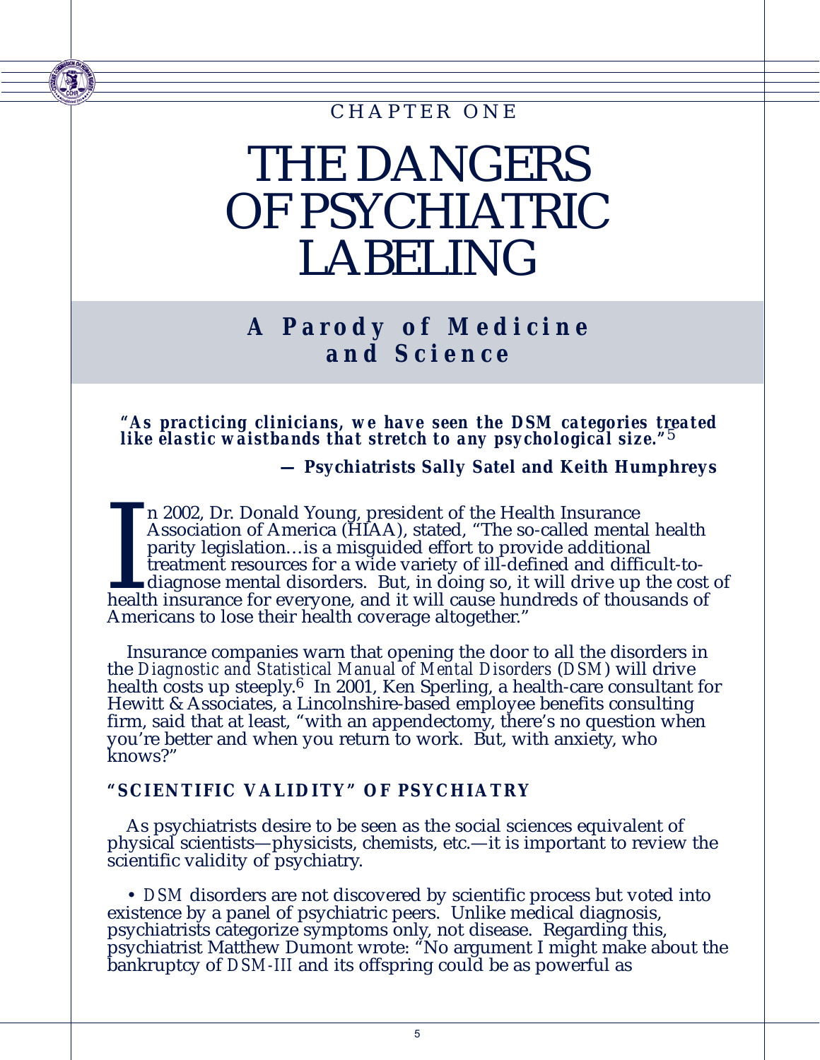CHAPTER ONE

# THE DANGERS OF PSYCHIATRIC LABELING

## A Parody of Medicine and Science

***"As practicing clinicians, we have seen the DSM categories treated like elastic waistbands that stretch to any psychological size."*** [5]

**— Psychiatrists Sally Satel and Keith Humphreys**

In 2002, Dr. Donald Young, president of the Health Insurance Association of America (HIAA), stated, "The so-called mental health parity legislation…is a misguided effort to provide additional treatment resources for a wide variety of ill-defined and difficult-to-diagnose mental disorders. But, in doing so, it will drive up the cost of health insurance for everyone, and it will cause hundreds of thousands of Americans to lose their health coverage altogether."

Insurance companies warn that opening the door to all the disorders in the *Diagnostic and Statistical Manual of Mental Disorders* (*DSM*) will drive health costs up steeply.[6] In 2001, Ken Sperling, a health-care consultant for Hewitt & Associates, a Lincolnshire-based employee benefits consulting firm, said that at least, "with an appendectomy, there's no question when you're better and when you return to work. But, with anxiety, who knows?"

### "SCIENTIFIC VALIDITY" OF PSYCHIATRY

As psychiatrists desire to be seen as the social sciences equivalent of physical scientists—physicists, chemists, etc.—it is important to review the scientific validity of psychiatry.

- *DSM* disorders are not discovered by scientific process but voted into existence by a panel of psychiatric peers. Unlike medical diagnosis, psychiatrists categorize symptoms only, not disease. Regarding this, psychiatrist Matthew Dumont wrote: "No argument I might make about the bankruptcy of *DSM-III* and its offspring could be as powerful as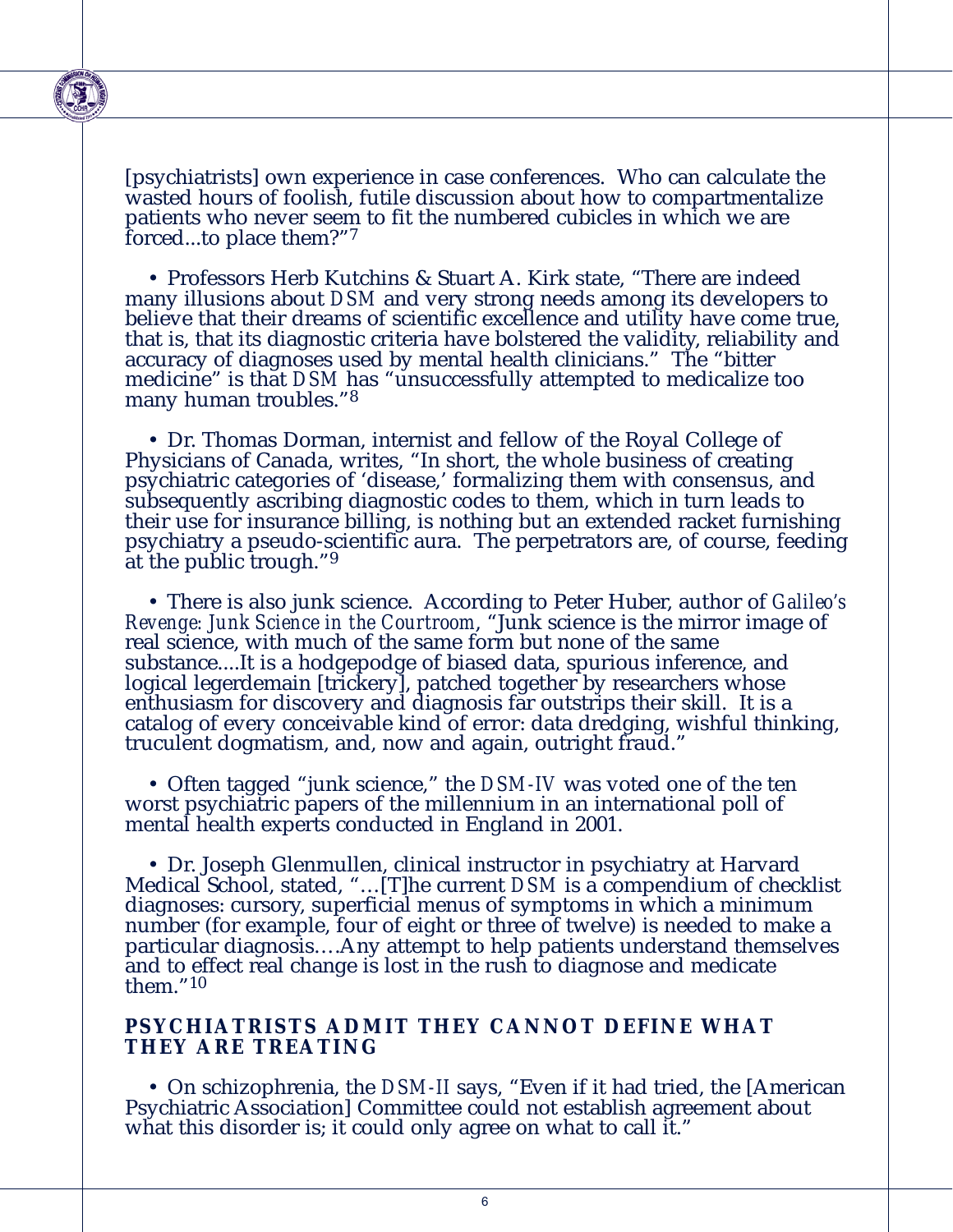[psychiatrists] own experience in case conferences. Who can calculate the wasted hours of foolish, futile discussion about how to compartmentalize patients who never seem to fit the numbered cubicles in which we are forced...to place them?"[7]

- Professors Herb Kutchins & Stuart A. Kirk state, "There are indeed many illusions about *DSM* and very strong needs among its developers to believe that their dreams of scientific excellence and utility have come true, that is, that its diagnostic criteria have bolstered the validity, reliability and accuracy of diagnoses used by mental health clinicians." The "bitter medicine" is that *DSM* has "unsuccessfully attempted to medicalize too many human troubles."[8]

- Dr. Thomas Dorman, internist and fellow of the Royal College of Physicians of Canada, writes, "In short, the whole business of creating psychiatric categories of 'disease,' formalizing them with consensus, and subsequently ascribing diagnostic codes to them, which in turn leads to their use for insurance billing, is nothing but an extended racket furnishing psychiatry a pseudo-scientific aura. The perpetrators are, of course, feeding at the public trough."[9]

- There is also junk science. According to Peter Huber, author of *Galileo's Revenge: Junk Science in the Courtroom*, "Junk science is the mirror image of real science, with much of the same form but none of the same substance....It is a hodgepodge of biased data, spurious inference, and logical legerdemain [trickery], patched together by researchers whose enthusiasm for discovery and diagnosis far outstrips their skill. It is a catalog of every conceivable kind of error: data dredging, wishful thinking, truculent dogmatism, and, now and again, outright fraud."

- Often tagged "junk science," the *DSM-IV* was voted one of the ten worst psychiatric papers of the millennium in an international poll of mental health experts conducted in England in 2001.

- Dr. Joseph Glenmullen, clinical instructor in psychiatry at Harvard Medical School, stated, "…[T]he current *DSM* is a compendium of checklist diagnoses: cursory, superficial menus of symptoms in which a minimum number (for example, four of eight or three of twelve) is needed to make a particular diagnosis….Any attempt to help patients understand themselves and to effect real change is lost in the rush to diagnose and medicate them."[10]

## PSYCHIATRISTS ADMIT THEY CANNOT DEFINE WHAT THEY ARE TREATING

- On schizophrenia, the *DSM-II* says, "Even if it had tried, the [American Psychiatric Association] Committee could not establish agreement about what this disorder is; it could only agree on what to call it."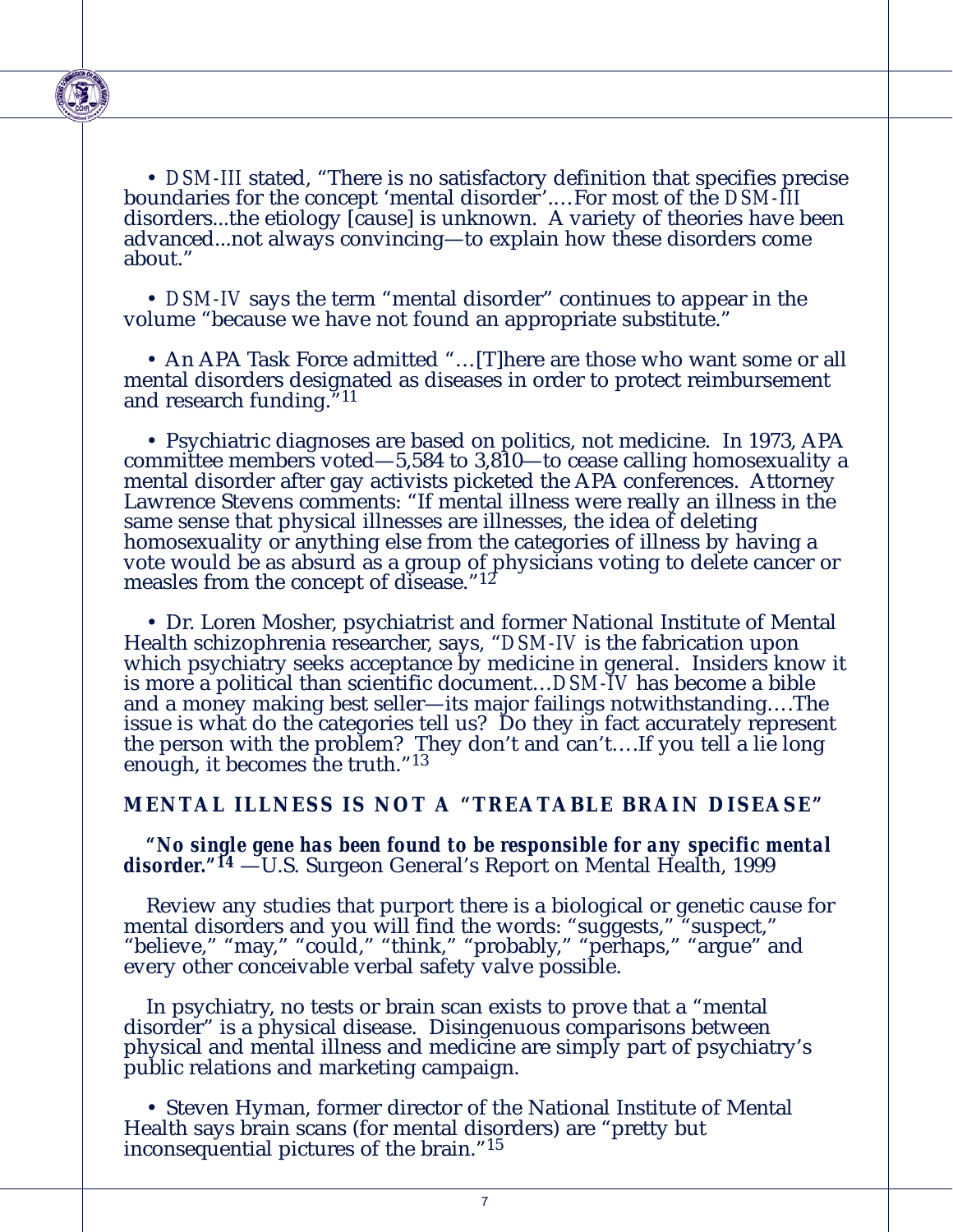- *DSM-III* stated, "There is no satisfactory definition that specifies precise boundaries for the concept 'mental disorder'....For most of the *DSM-III* disorders...the etiology [cause] is unknown. A variety of theories have been advanced...not always convincing—to explain how these disorders come about."

- *DSM-IV* says the term "mental disorder" continues to appear in the volume "because we have not found an appropriate substitute."

- An APA Task Force admitted "…[T]here are those who want some or all mental disorders designated as diseases in order to protect reimbursement and research funding."[11]

- Psychiatric diagnoses are based on politics, not medicine. In 1973, APA committee members voted—5,584 to 3,810—to cease calling homosexuality a mental disorder after gay activists picketed the APA conferences. Attorney Lawrence Stevens comments: "If mental illness were really an illness in the same sense that physical illnesses are illnesses, the idea of deleting homosexuality or anything else from the categories of illness by having a vote would be as absurd as a group of physicians voting to delete cancer or measles from the concept of disease."[12]

- Dr. Loren Mosher, psychiatrist and former National Institute of Mental Health schizophrenia researcher, says, "*DSM-IV* is the fabrication upon which psychiatry seeks acceptance by medicine in general. Insiders know it is more a political than scientific document…*DSM-IV* has become a bible and a money making best seller—its major failings notwithstanding.…The issue is what do the categories tell us? Do they in fact accurately represent the person with the problem? They don't and can't.…If you tell a lie long enough, it becomes the truth."[13]

## MENTAL ILLNESS IS NOT A "TREATABLE BRAIN DISEASE"

***"No single gene has been found to be responsible for any specific mental disorder."***[14] —U.S. Surgeon General's Report on Mental Health, 1999

Review any studies that purport there is a biological or genetic cause for mental disorders and you will find the words: "suggests," "suspect," "believe," "may," "could," "think," "probably," "perhaps," "argue" and every other conceivable verbal safety valve possible.

In psychiatry, no tests or brain scan exists to prove that a "mental disorder" is a physical disease. Disingenuous comparisons between physical and mental illness and medicine are simply part of psychiatry's public relations and marketing campaign.

- Steven Hyman, former director of the National Institute of Mental Health says brain scans (for mental disorders) are "pretty but inconsequential pictures of the brain."[15]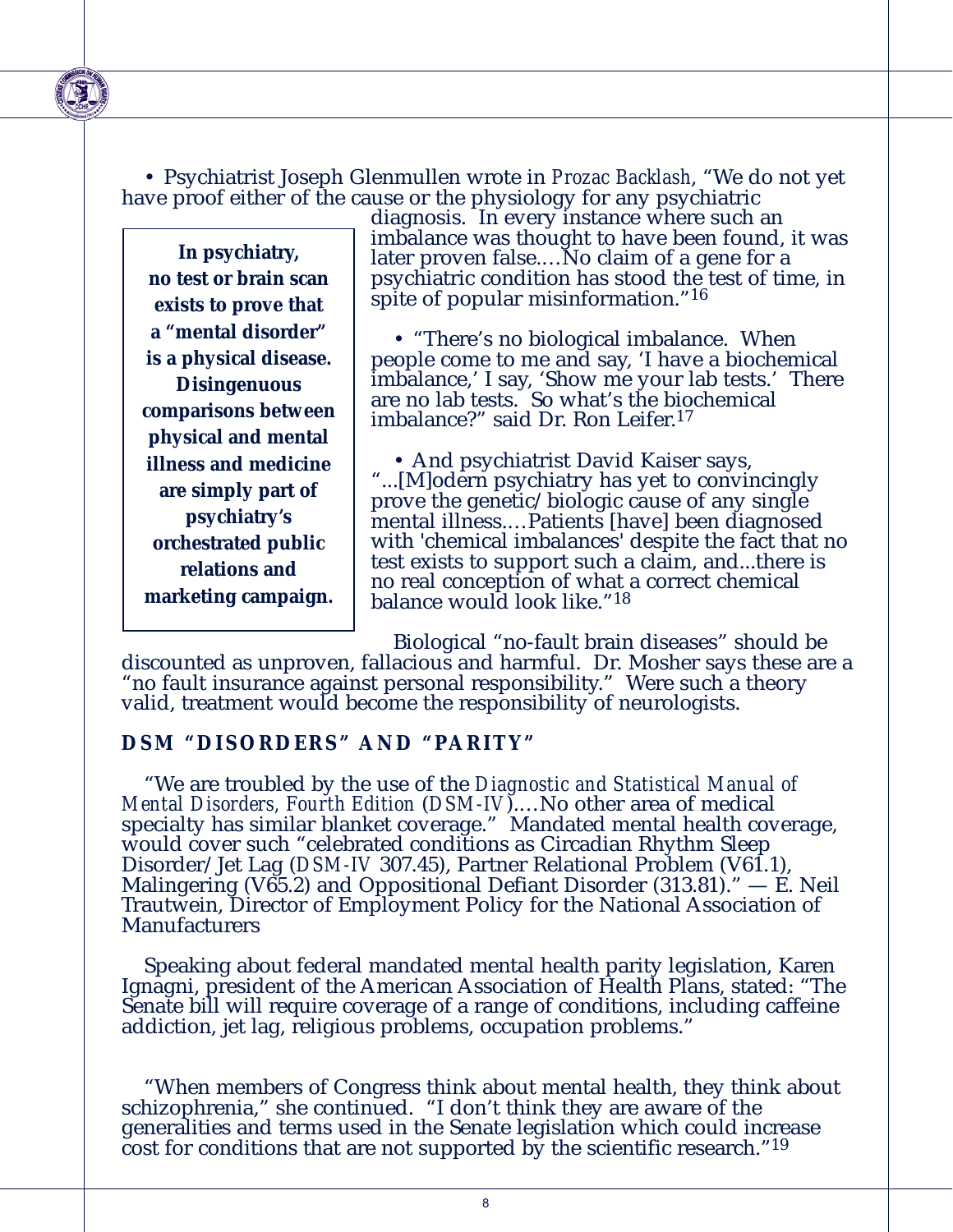• Psychiatrist Joseph Glenmullen wrote in *Prozac Backlash*, "We do not yet have proof either of the cause or the physiology for any psychiatric diagnosis. In every instance where such an imbalance was thought to have been found, it was later proven false.…No claim of a gene for a psychiatric condition has stood the test of time, in spite of popular misinformation."[16]

**In psychiatry, no test or brain scan exists to prove that a "mental disorder" is a physical disease. Disingenuous comparisons between physical and mental illness and medicine are simply part of psychiatry's orchestrated public relations and marketing campaign.**

• "There's no biological imbalance. When people come to me and say, 'I have a biochemical imbalance,' I say, 'Show me your lab tests.' There are no lab tests. So what's the biochemical imbalance?" said Dr. Ron Leifer.[17]

• And psychiatrist David Kaiser says, "...[M]odern psychiatry has yet to convincingly prove the genetic/biologic cause of any single mental illness.…Patients [have] been diagnosed with 'chemical imbalances' despite the fact that no test exists to support such a claim, and...there is no real conception of what a correct chemical balance would look like."[18]

Biological "no-fault brain diseases" should be discounted as unproven, fallacious and harmful. Dr. Mosher says these are a "no fault insurance against personal responsibility." Were such a theory valid, treatment would become the responsibility of neurologists.

## DSM "DISORDERS" AND "PARITY"

"We are troubled by the use of the *Diagnostic and Statistical Manual of Mental Disorders, Fourth Edition* (*DSM-IV*).…No other area of medical specialty has similar blanket coverage." Mandated mental health coverage, would cover such "celebrated conditions as Circadian Rhythm Sleep Disorder/Jet Lag (*DSM-IV* 307.45), Partner Relational Problem (V61.1), Malingering (V65.2) and Oppositional Defiant Disorder (313.81)." — E. Neil Trautwein, Director of Employment Policy for the National Association of Manufacturers

Speaking about federal mandated mental health parity legislation, Karen Ignagni, president of the American Association of Health Plans, stated: "The Senate bill will require coverage of a range of conditions, including caffeine addiction, jet lag, religious problems, occupation problems."

"When members of Congress think about mental health, they think about schizophrenia," she continued. "I don't think they are aware of the generalities and terms used in the Senate legislation which could increase cost for conditions that are not supported by the scientific research."[19]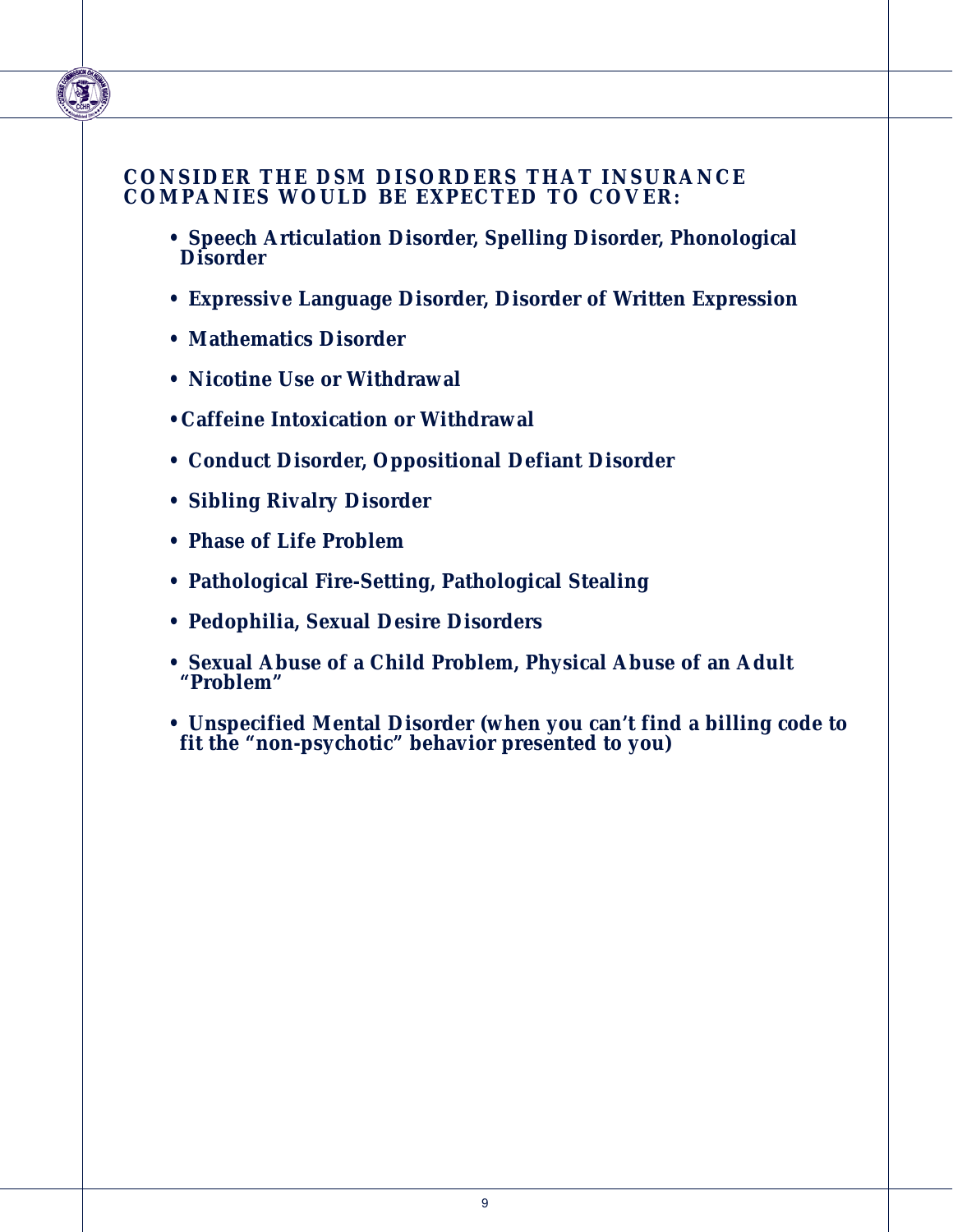## CONSIDER THE DSM DISORDERS THAT INSURANCE COMPANIES WOULD BE EXPECTED TO COVER:

- **Speech Articulation Disorder, Spelling Disorder, Phonological Disorder**
- **Expressive Language Disorder, Disorder of Written Expression**
- **Mathematics Disorder**
- **Nicotine Use or Withdrawal**
- **Caffeine Intoxication or Withdrawal**
- **Conduct Disorder, Oppositional Defiant Disorder**
- **Sibling Rivalry Disorder**
- **Phase of Life Problem**
- **Pathological Fire-Setting, Pathological Stealing**
- **Pedophilia, Sexual Desire Disorders**
- **Sexual Abuse of a Child Problem, Physical Abuse of an Adult "Problem"**
- **Unspecified Mental Disorder (when you can't find a billing code to fit the "non-psychotic" behavior presented to you)**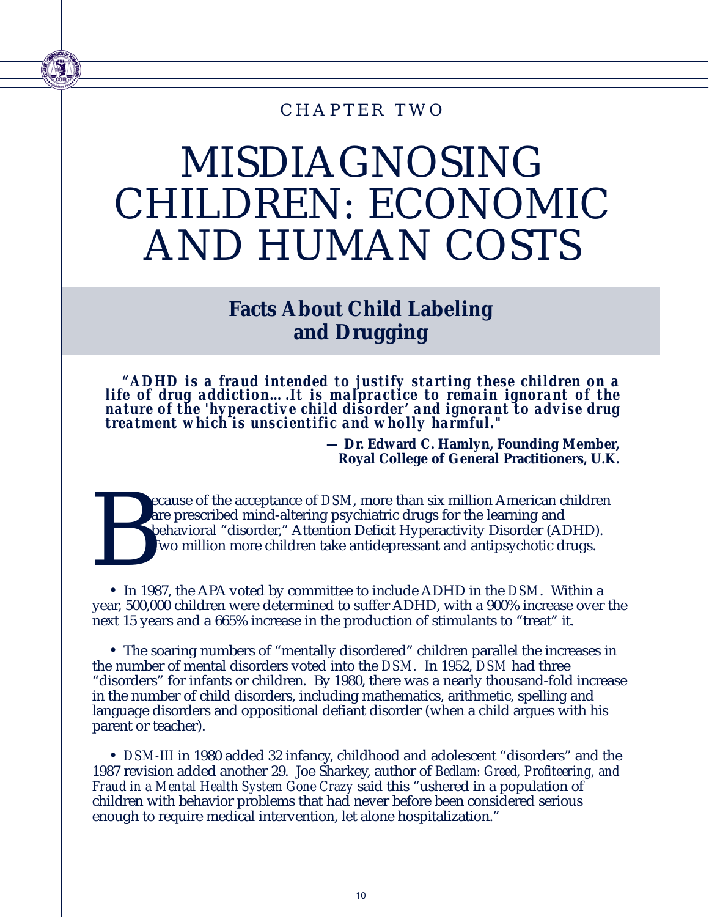CHAPTER TWO

# MISDIAGNOSING CHILDREN: ECONOMIC AND HUMAN COSTS

## Facts About Child Labeling and Drugging

***"ADHD is a fraud intended to justify starting these children on a life of drug addiction….It is malpractice to remain ignorant of the nature of the 'hyperactive child disorder' and ignorant to advise drug treatment which is unscientific and wholly harmful."***

**— Dr. Edward C. Hamlyn, Founding Member, Royal College of General Practitioners, U.K.**

Because of the acceptance of *DSM*, more than six million American children are prescribed mind-altering psychiatric drugs for the learning and behavioral "disorder," Attention Deficit Hyperactivity Disorder (ADHD). Two million more children take antidepressant and antipsychotic drugs.

- In 1987, the APA voted by committee to include ADHD in the *DSM*. Within a year, 500,000 children were determined to suffer ADHD, with a 900% increase over the next 15 years and a 665% increase in the production of stimulants to "treat" it.

- The soaring numbers of "mentally disordered" children parallel the increases in the number of mental disorders voted into the *DSM*. In 1952, *DSM* had three "disorders" for infants or children. By 1980, there was a nearly thousand-fold increase in the number of child disorders, including mathematics, arithmetic, spelling and language disorders and oppositional defiant disorder (when a child argues with his parent or teacher).

- *DSM-III* in 1980 added 32 infancy, childhood and adolescent "disorders" and the 1987 revision added another 29. Joe Sharkey, author of *Bedlam: Greed, Profiteering, and Fraud in a Mental Health System Gone Crazy* said this "ushered in a population of children with behavior problems that had never before been considered serious enough to require medical intervention, let alone hospitalization."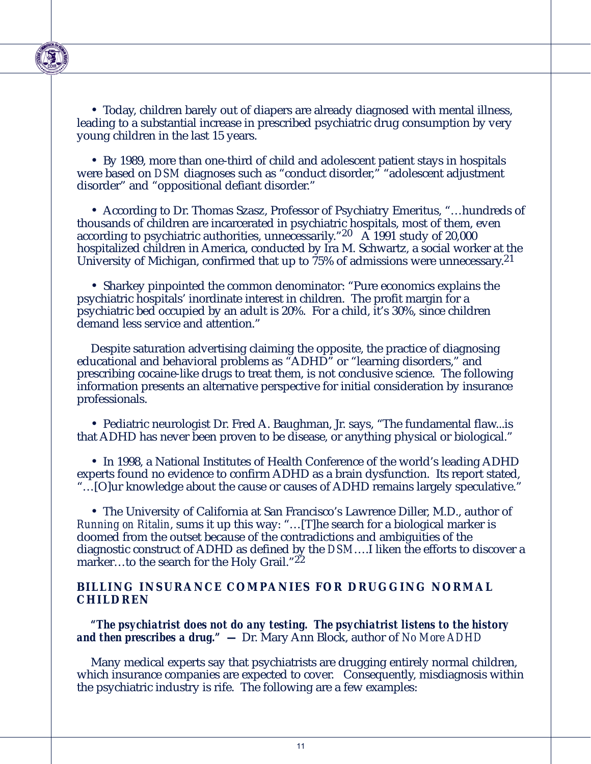- Today, children barely out of diapers are already diagnosed with mental illness, leading to a substantial increase in prescribed psychiatric drug consumption by very young children in the last 15 years.

- By 1989, more than one-third of child and adolescent patient stays in hospitals were based on *DSM* diagnoses such as "conduct disorder," "adolescent adjustment disorder" and "oppositional defiant disorder."

- According to Dr. Thomas Szasz, Professor of Psychiatry Emeritus, "…hundreds of thousands of children are incarcerated in psychiatric hospitals, most of them, even according to psychiatric authorities, unnecessarily."[20] A 1991 study of 20,000 hospitalized children in America, conducted by Ira M. Schwartz, a social worker at the University of Michigan, confirmed that up to 75% of admissions were unnecessary.[21]

- Sharkey pinpointed the common denominator: "Pure economics explains the psychiatric hospitals' inordinate interest in children. The profit margin for a psychiatric bed occupied by an adult is 20%. For a child, it's 30%, since children demand less service and attention."

Despite saturation advertising claiming the opposite, the practice of diagnosing educational and behavioral problems as "ADHD" or "learning disorders," and prescribing cocaine-like drugs to treat them, is not conclusive science. The following information presents an alternative perspective for initial consideration by insurance professionals.

- Pediatric neurologist Dr. Fred A. Baughman, Jr. says, "The fundamental flaw...is that ADHD has never been proven to be disease, or anything physical or biological."

- In 1998, a National Institutes of Health Conference of the world's leading ADHD experts found no evidence to confirm ADHD as a brain dysfunction. Its report stated, "…[O]ur knowledge about the cause or causes of ADHD remains largely speculative."

- The University of California at San Francisco's Lawrence Diller, M.D., author of *Running on Ritalin*, sums it up this way: "…[T]he search for a biological marker is doomed from the outset because of the contradictions and ambiguities of the diagnostic construct of ADHD as defined by the *DSM*….I liken the efforts to discover a marker…to the search for the Holy Grail."[22]

## BILLING INSURANCE COMPANIES FOR DRUGGING NORMAL CHILDREN

***"The psychiatrist does not do any testing. The psychiatrist listens to the history and then prescribes a drug." —*** Dr. Mary Ann Block, author of *No More ADHD*

Many medical experts say that psychiatrists are drugging entirely normal children, which insurance companies are expected to cover. Consequently, misdiagnosis within the psychiatric industry is rife. The following are a few examples: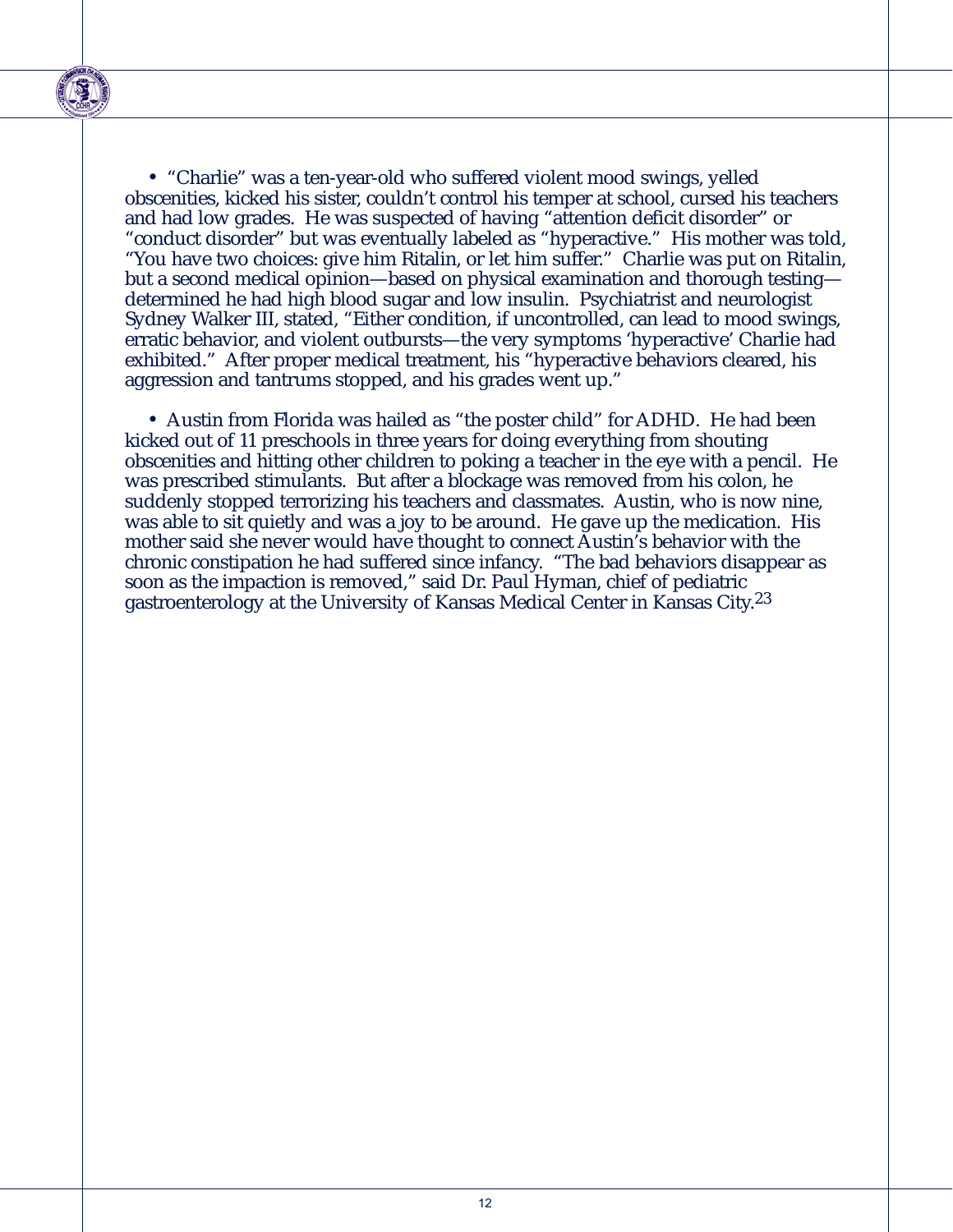- "Charlie" was a ten-year-old who suffered violent mood swings, yelled obscenities, kicked his sister, couldn't control his temper at school, cursed his teachers and had low grades. He was suspected of having "attention deficit disorder" or "conduct disorder" but was eventually labeled as "hyperactive." His mother was told, "You have two choices: give him Ritalin, or let him suffer." Charlie was put on Ritalin, but a second medical opinion—based on physical examination and thorough testing—determined he had high blood sugar and low insulin. Psychiatrist and neurologist Sydney Walker III, stated, "Either condition, if uncontrolled, can lead to mood swings, erratic behavior, and violent outbursts—the very symptoms 'hyperactive' Charlie had exhibited." After proper medical treatment, his "hyperactive behaviors cleared, his aggression and tantrums stopped, and his grades went up."

- Austin from Florida was hailed as "the poster child" for ADHD. He had been kicked out of 11 preschools in three years for doing everything from shouting obscenities and hitting other children to poking a teacher in the eye with a pencil. He was prescribed stimulants. But after a blockage was removed from his colon, he suddenly stopped terrorizing his teachers and classmates. Austin, who is now nine, was able to sit quietly and was a joy to be around. He gave up the medication. His mother said she never would have thought to connect Austin's behavior with the chronic constipation he had suffered since infancy. "The bad behaviors disappear as soon as the impaction is removed," said Dr. Paul Hyman, chief of pediatric gastroenterology at the University of Kansas Medical Center in Kansas City.[23]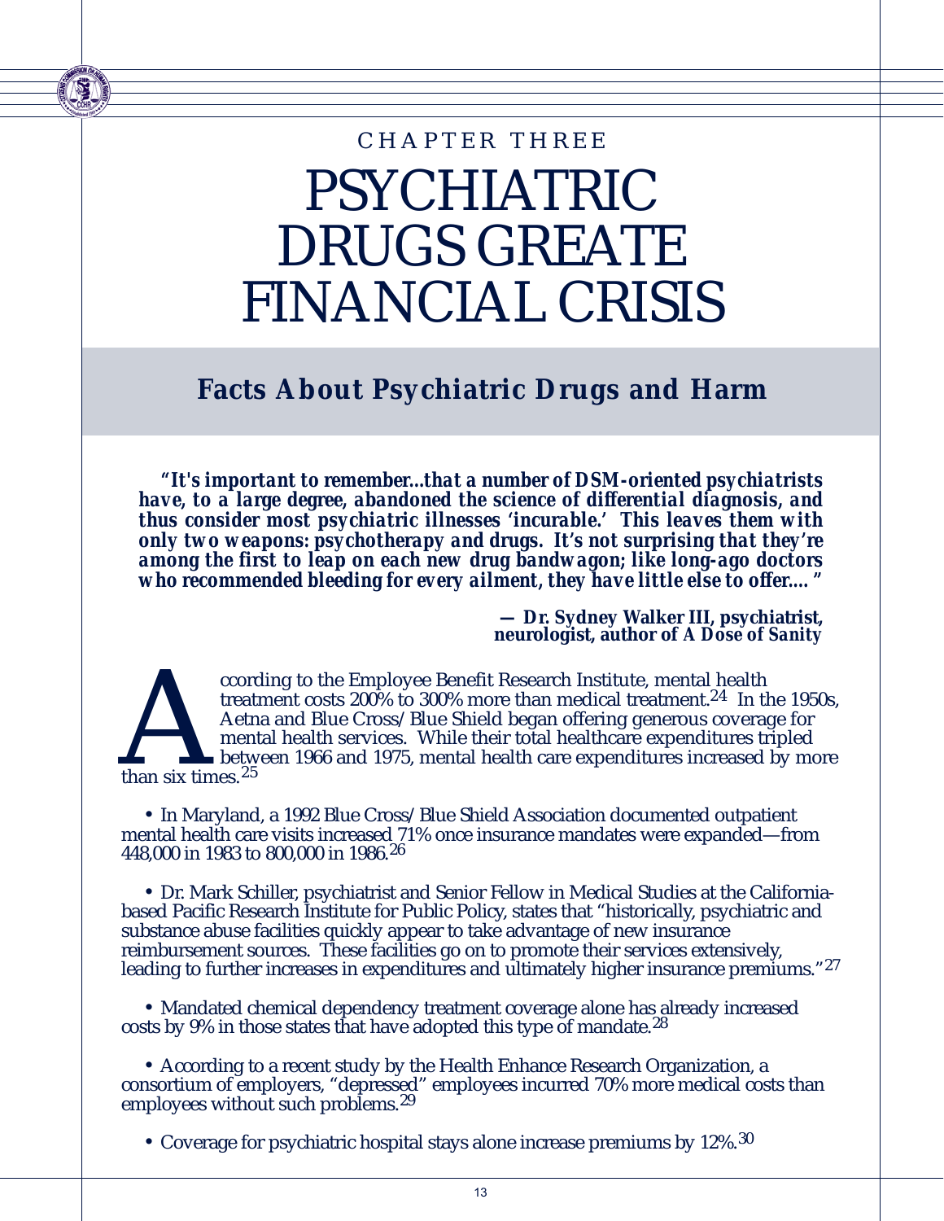CHAPTER THREE

# PSYCHIATRIC DRUGS CREATE FINANCIAL CRISIS

## Facts About Psychiatric Drugs and Harm

***"It's important to remember...that a number of DSM-oriented psychiatrists have, to a large degree, abandoned the science of differential diagnosis, and thus consider most psychiatric illnesses 'incurable.' This leaves them with only two weapons: psychotherapy and drugs. It's not surprising that they're among the first to leap on each new drug bandwagon; like long-ago doctors who recommended bleeding for every ailment, they have little else to offer...."***

**— Dr. Sydney Walker III, psychiatrist, neurologist, author of *A Dose of Sanity***

According to the Employee Benefit Research Institute, mental health treatment costs 200% to 300% more than medical treatment.[24] In the 1950s, Aetna and Blue Cross/Blue Shield began offering generous coverage for mental health services. While their total healthcare expenditures tripled between 1966 and 1975, mental health care expenditures increased by more than six times.[25]

- In Maryland, a 1992 Blue Cross/Blue Shield Association documented outpatient mental health care visits increased 71% once insurance mandates were expanded—from 448,000 in 1983 to 800,000 in 1986.[26]

- Dr. Mark Schiller, psychiatrist and Senior Fellow in Medical Studies at the California-based Pacific Research Institute for Public Policy, states that "historically, psychiatric and substance abuse facilities quickly appear to take advantage of new insurance reimbursement sources. These facilities go on to promote their services extensively, leading to further increases in expenditures and ultimately higher insurance premiums."[27]

- Mandated chemical dependency treatment coverage alone has already increased costs by 9% in those states that have adopted this type of mandate.[28]

- According to a recent study by the Health Enhance Research Organization, a consortium of employers, "depressed" employees incurred 70% more medical costs than employees without such problems.[29]

- Coverage for psychiatric hospital stays alone increase premiums by 12%.[30]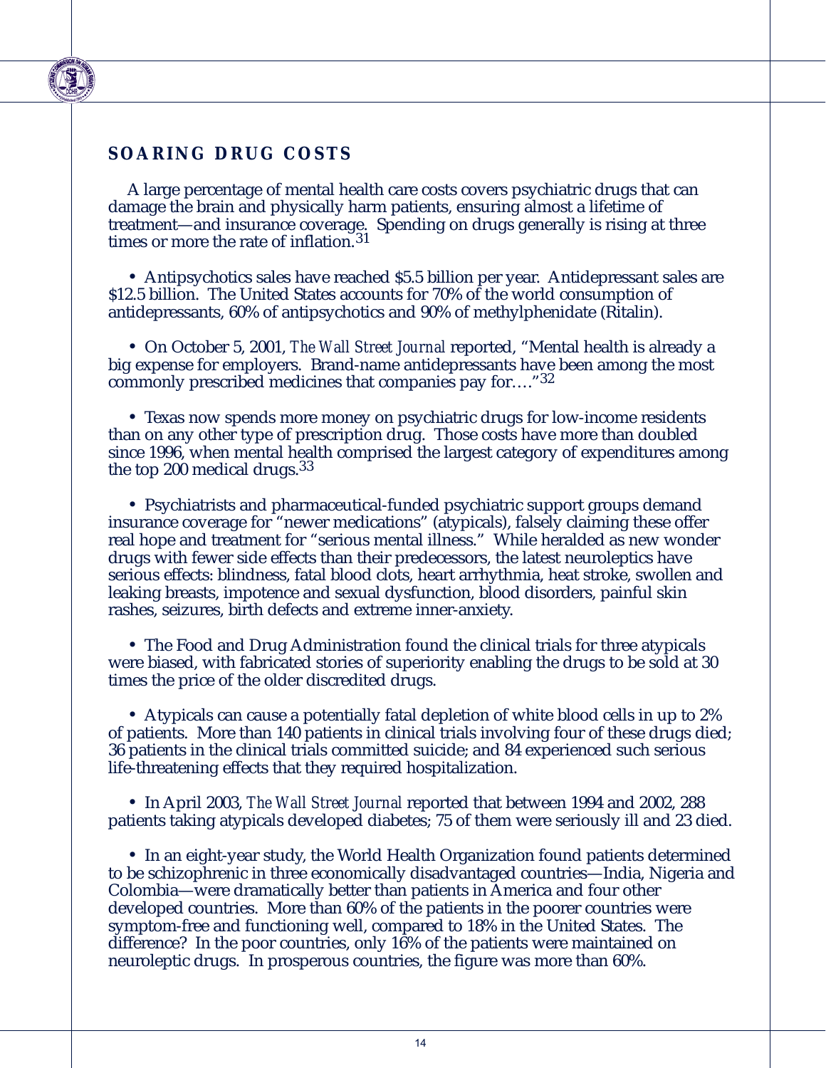## SOARING DRUG COSTS

A large percentage of mental health care costs covers psychiatric drugs that can damage the brain and physically harm patients, ensuring almost a lifetime of treatment—and insurance coverage. Spending on drugs generally is rising at three times or more the rate of inflation.[31]

- Antipsychotics sales have reached $5.5 billion per year. Antidepressant sales are $12.5 billion. The United States accounts for 70% of the world consumption of antidepressants, 60% of antipsychotics and 90% of methylphenidate (Ritalin).

- On October 5, 2001, *The Wall Street Journal* reported, "Mental health is already a big expense for employers. Brand-name antidepressants have been among the most commonly prescribed medicines that companies pay for…."[32]

- Texas now spends more money on psychiatric drugs for low-income residents than on any other type of prescription drug. Those costs have more than doubled since 1996, when mental health comprised the largest category of expenditures among the top 200 medical drugs.[33]

- Psychiatrists and pharmaceutical-funded psychiatric support groups demand insurance coverage for "newer medications" (atypicals), falsely claiming these offer real hope and treatment for "serious mental illness." While heralded as new wonder drugs with fewer side effects than their predecessors, the latest neuroleptics have serious effects: blindness, fatal blood clots, heart arrhythmia, heat stroke, swollen and leaking breasts, impotence and sexual dysfunction, blood disorders, painful skin rashes, seizures, birth defects and extreme inner-anxiety.

- The Food and Drug Administration found the clinical trials for three atypicals were biased, with fabricated stories of superiority enabling the drugs to be sold at 30 times the price of the older discredited drugs.

- Atypicals can cause a potentially fatal depletion of white blood cells in up to 2% of patients. More than 140 patients in clinical trials involving four of these drugs died; 36 patients in the clinical trials committed suicide; and 84 experienced such serious life-threatening effects that they required hospitalization.

- In April 2003, *The Wall Street Journal* reported that between 1994 and 2002, 288 patients taking atypicals developed diabetes; 75 of them were seriously ill and 23 died.

- In an eight-year study, the World Health Organization found patients determined to be schizophrenic in three economically disadvantaged countries—India, Nigeria and Colombia—were dramatically better than patients in America and four other developed countries. More than 60% of the patients in the poorer countries were symptom-free and functioning well, compared to 18% in the United States. The difference? In the poor countries, only 16% of the patients were maintained on neuroleptic drugs. In prosperous countries, the figure was more than 60%.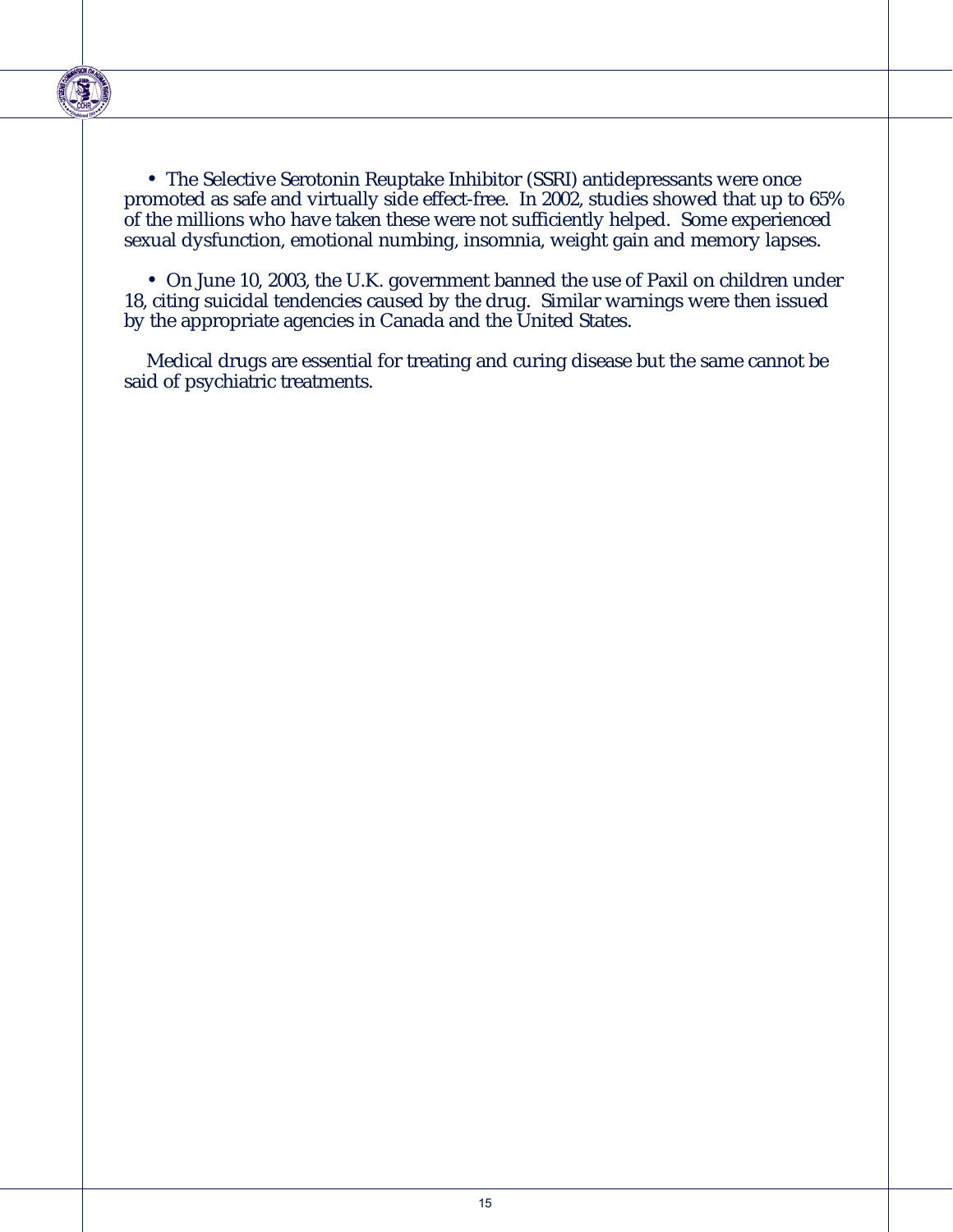- The Selective Serotonin Reuptake Inhibitor (SSRI) antidepressants were once promoted as safe and virtually side effect-free. In 2002, studies showed that up to 65% of the millions who have taken these were not sufficiently helped. Some experienced sexual dysfunction, emotional numbing, insomnia, weight gain and memory lapses.

- On June 10, 2003, the U.K. government banned the use of Paxil on children under 18, citing suicidal tendencies caused by the drug. Similar warnings were then issued by the appropriate agencies in Canada and the United States.

Medical drugs are essential for treating and curing disease but the same cannot be said of psychiatric treatments.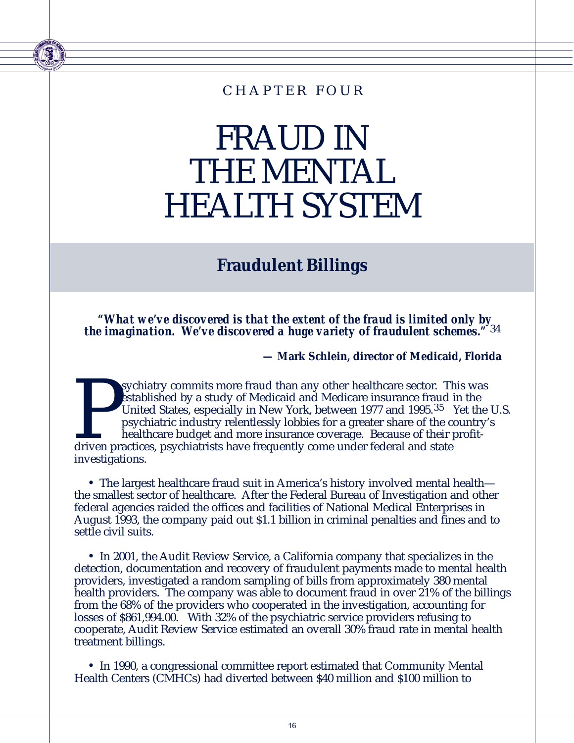CHAPTER FOUR

# FRAUD IN THE MENTAL HEALTH SYSTEM

## Fraudulent Billings

***"What we've discovered is that the extent of the fraud is limited only by the imagination. We've discovered a huge variety of fraudulent schemes."*** [34]

**— Mark Schlein, director of Medicaid, Florida**

Psychiatry commits more fraud than any other healthcare sector. This was established by a study of Medicaid and Medicare insurance fraud in the United States, especially in New York, between 1977 and 1995.[35] Yet the U.S. psychiatric industry relentlessly lobbies for a greater share of the country's healthcare budget and more insurance coverage. Because of their profit-driven practices, psychiatrists have frequently come under federal and state investigations.

- The largest healthcare fraud suit in America's history involved mental health—the smallest sector of healthcare. After the Federal Bureau of Investigation and other federal agencies raided the offices and facilities of National Medical Enterprises in August 1993, the company paid out $1.1 billion in criminal penalties and fines and to settle civil suits.

- In 2001, the Audit Review Service, a California company that specializes in the detection, documentation and recovery of fraudulent payments made to mental health providers, investigated a random sampling of bills from approximately 380 mental health providers. The company was able to document fraud in over 21% of the billings from the 68% of the providers who cooperated in the investigation, accounting for losses of $861,994.00. With 32% of the psychiatric service providers refusing to cooperate, Audit Review Service estimated an overall 30% fraud rate in mental health treatment billings.

- In 1990, a congressional committee report estimated that Community Mental Health Centers (CMHCs) had diverted between $40 million and $100 million to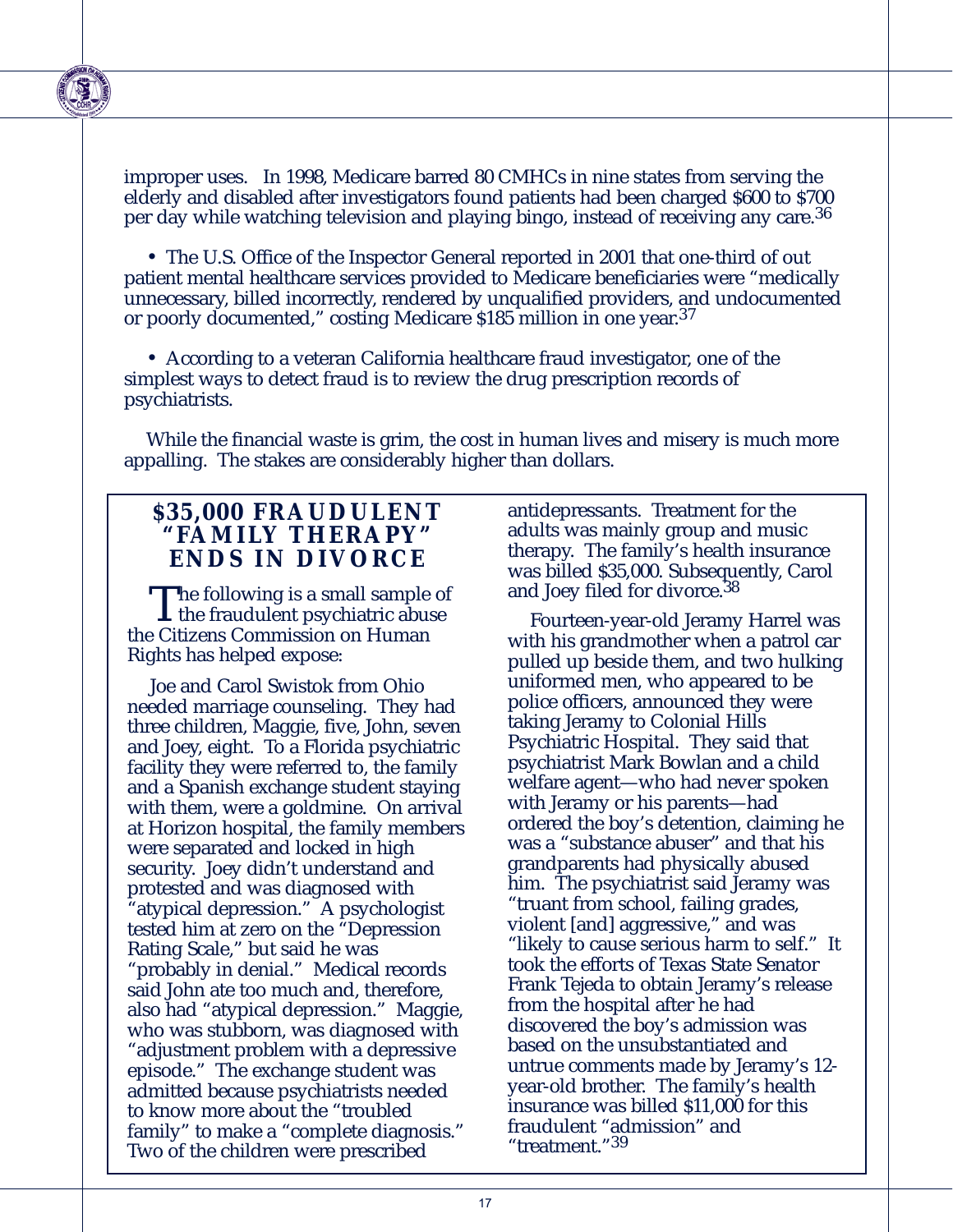improper uses. In 1998, Medicare barred 80 CMHCs in nine states from serving the elderly and disabled after investigators found patients had been charged $600 to $700 per day while watching television and playing bingo, instead of receiving any care.[36]

- The U.S. Office of the Inspector General reported in 2001 that one-third of out patient mental healthcare services provided to Medicare beneficiaries were "medically unnecessary, billed incorrectly, rendered by unqualified providers, and undocumented or poorly documented," costing Medicare $185 million in one year.[37]

- According to a veteran California healthcare fraud investigator, one of the simplest ways to detect fraud is to review the drug prescription records of psychiatrists.

While the financial waste is grim, the cost in human lives and misery is much more appalling. The stakes are considerably higher than dollars.

## $35,000 FRAUDULENT "FAMILY THERAPY" ENDS IN DIVORCE

The following is a small sample of the fraudulent psychiatric abuse the Citizens Commission on Human Rights has helped expose:

Joe and Carol Swistok from Ohio needed marriage counseling. They had three children, Maggie, five, John, seven and Joey, eight. To a Florida psychiatric facility they were referred to, the family and a Spanish exchange student staying with them, were a goldmine. On arrival at Horizon hospital, the family members were separated and locked in high security. Joey didn't understand and protested and was diagnosed with "atypical depression." A psychologist tested him at zero on the "Depression Rating Scale," but said he was "probably in denial." Medical records said John ate too much and, therefore, also had "atypical depression." Maggie, who was stubborn, was diagnosed with "adjustment problem with a depressive episode." The exchange student was admitted because psychiatrists needed to know more about the "troubled family" to make a "complete diagnosis." Two of the children were prescribed antidepressants. Treatment for the adults was mainly group and music therapy. The family's health insurance was billed $35,000. Subsequently, Carol and Joey filed for divorce.[38]

Fourteen-year-old Jeramy Harrel was with his grandmother when a patrol car pulled up beside them, and two hulking uniformed men, who appeared to be police officers, announced they were taking Jeramy to Colonial Hills Psychiatric Hospital. They said that psychiatrist Mark Bowlan and a child welfare agent—who had never spoken with Jeramy or his parents—had ordered the boy's detention, claiming he was a "substance abuser" and that his grandparents had physically abused him. The psychiatrist said Jeramy was "truant from school, failing grades, violent [and] aggressive," and was "likely to cause serious harm to self." It took the efforts of Texas State Senator Frank Tejeda to obtain Jeramy's release from the hospital after he had discovered the boy's admission was based on the unsubstantiated and untrue comments made by Jeramy's 12-year-old brother. The family's health insurance was billed $11,000 for this fraudulent "admission" and "treatment."[39]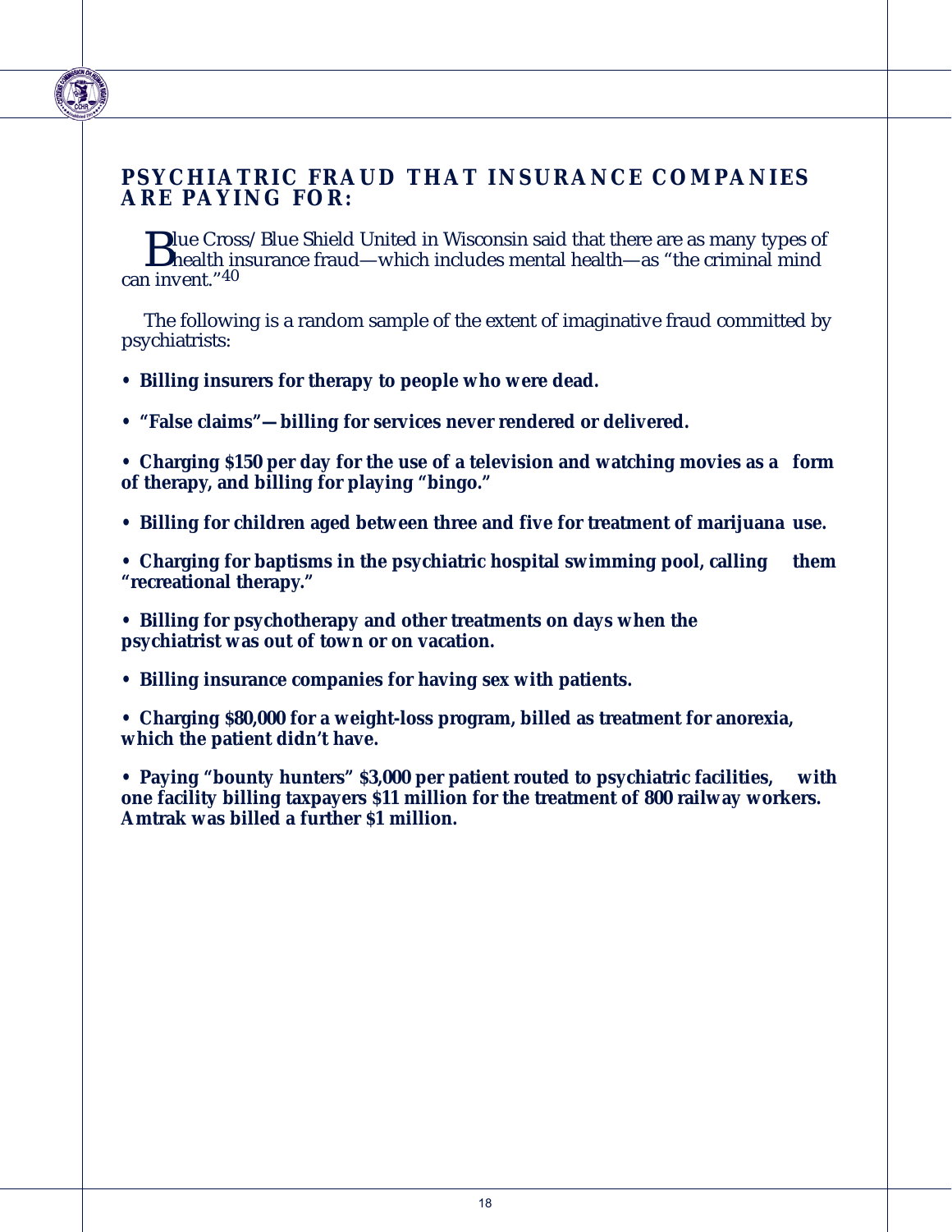## PSYCHIATRIC FRAUD THAT INSURANCE COMPANIES ARE PAYING FOR:

Blue Cross/Blue Shield United in Wisconsin said that there are as many types of health insurance fraud—which includes mental health—as "the criminal mind can invent."[40]

The following is a random sample of the extent of imaginative fraud committed by psychiatrists:

- **Billing insurers for therapy to people who were dead.**
- **"False claims"—billing for services never rendered or delivered.**
- **Charging $150 per day for the use of a television and watching movies as a form of therapy, and billing for playing "bingo."**
- **Billing for children aged between three and five for treatment of marijuana use.**
- **Charging for baptisms in the psychiatric hospital swimming pool, calling them "recreational therapy."**
- **Billing for psychotherapy and other treatments on days when the psychiatrist was out of town or on vacation.**
- **Billing insurance companies for having sex with patients.**
- **Charging $80,000 for a weight-loss program, billed as treatment for anorexia, which the patient didn't have.**
- **Paying "bounty hunters" $3,000 per patient routed to psychiatric facilities, with one facility billing taxpayers $11 million for the treatment of 800 railway workers. Amtrak was billed a further $1 million.**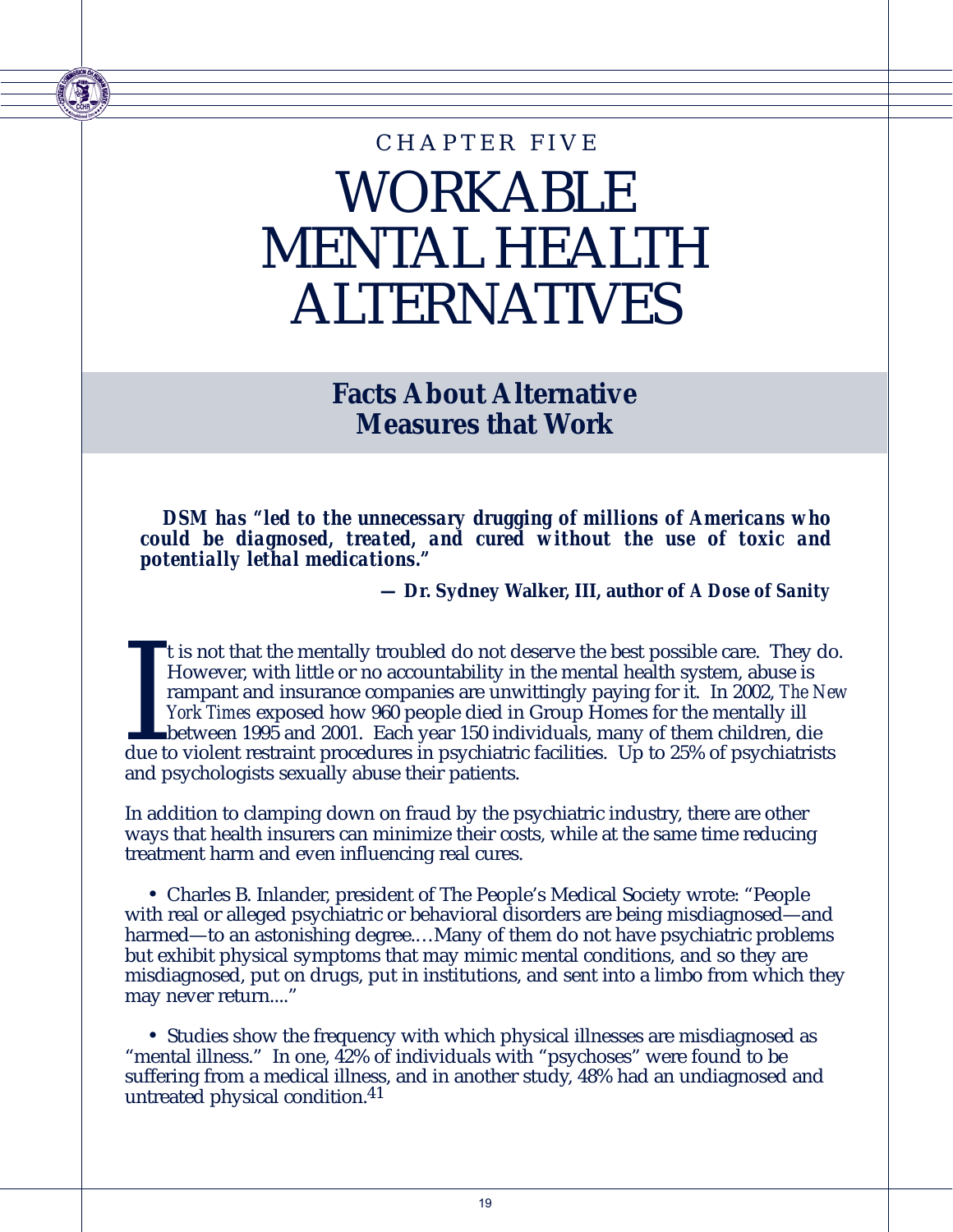CHAPTER FIVE

# WORKABLE MENTAL HEALTH ALTERNATIVES

## Facts About Alternative Measures that Work

***DSM* has "led to the unnecessary drugging of millions of Americans who could be diagnosed, treated, and cured without the use of toxic and potentially lethal medications."**

**— Dr. Sydney Walker, III, author of *A Dose of Sanity***

It is not that the mentally troubled do not deserve the best possible care. They do. However, with little or no accountability in the mental health system, abuse is rampant and insurance companies are unwittingly paying for it. In 2002, *The New York Times* exposed how 960 people died in Group Homes for the mentally ill between 1995 and 2001. Each year 150 individuals, many of them children, die due to violent restraint procedures in psychiatric facilities. Up to 25% of psychiatrists and psychologists sexually abuse their patients.

In addition to clamping down on fraud by the psychiatric industry, there are other ways that health insurers can minimize their costs, while at the same time reducing treatment harm and even influencing real cures.

- Charles B. Inlander, president of The People's Medical Society wrote: "People with real or alleged psychiatric or behavioral disorders are being misdiagnosed—and harmed—to an astonishing degree.…Many of them do not have psychiatric problems but exhibit physical symptoms that may mimic mental conditions, and so they are misdiagnosed, put on drugs, put in institutions, and sent into a limbo from which they may never return...."

- Studies show the frequency with which physical illnesses are misdiagnosed as "mental illness." In one, 42% of individuals with "psychoses" were found to be suffering from a medical illness, and in another study, 48% had an undiagnosed and untreated physical condition.[41]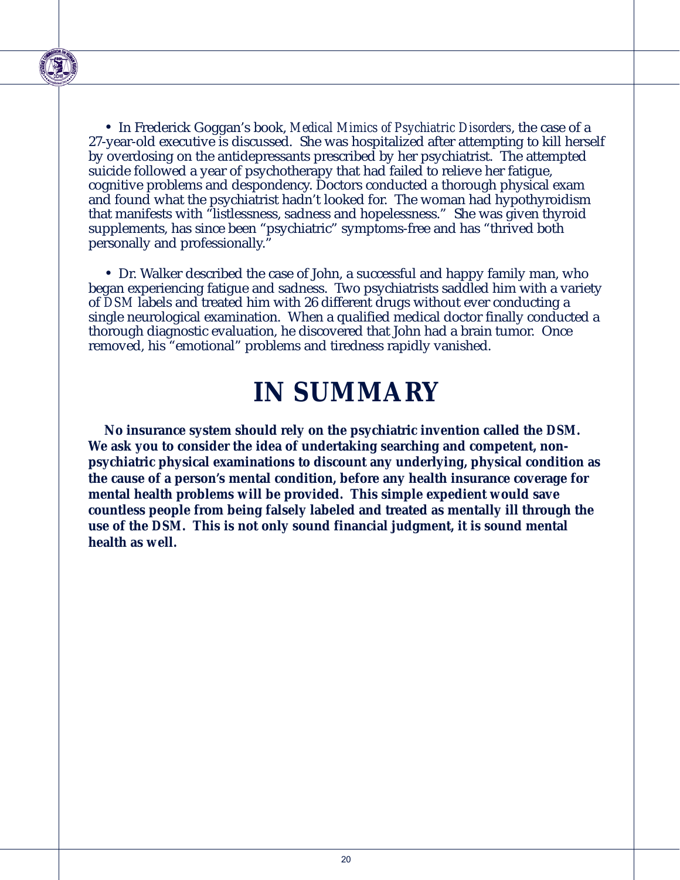- In Frederick Goggan's book, *Medical Mimics of Psychiatric Disorders*, the case of a 27-year-old executive is discussed. She was hospitalized after attempting to kill herself by overdosing on the antidepressants prescribed by her psychiatrist. The attempted suicide followed a year of psychotherapy that had failed to relieve her fatigue, cognitive problems and despondency. Doctors conducted a thorough physical exam and found what the psychiatrist hadn't looked for. The woman had hypothyroidism that manifests with "listlessness, sadness and hopelessness." She was given thyroid supplements, has since been "psychiatric" symptoms-free and has "thrived both personally and professionally."

- Dr. Walker described the case of John, a successful and happy family man, who began experiencing fatigue and sadness. Two psychiatrists saddled him with a variety of *DSM* labels and treated him with 26 different drugs without ever conducting a single neurological examination. When a qualified medical doctor finally conducted a thorough diagnostic evaluation, he discovered that John had a brain tumor. Once removed, his "emotional" problems and tiredness rapidly vanished.

# IN SUMMARY

**No insurance system should rely on the psychiatric invention called the *DSM*. We ask you to consider the idea of undertaking searching and competent, non-psychiatric physical examinations to discount any underlying, physical condition as the cause of a person's mental condition, before any health insurance coverage for mental health problems will be provided. This simple expedient would save countless people from being falsely labeled and treated as mentally ill through the use of the *DSM*. This is not only sound financial judgment, it is sound mental health as well.**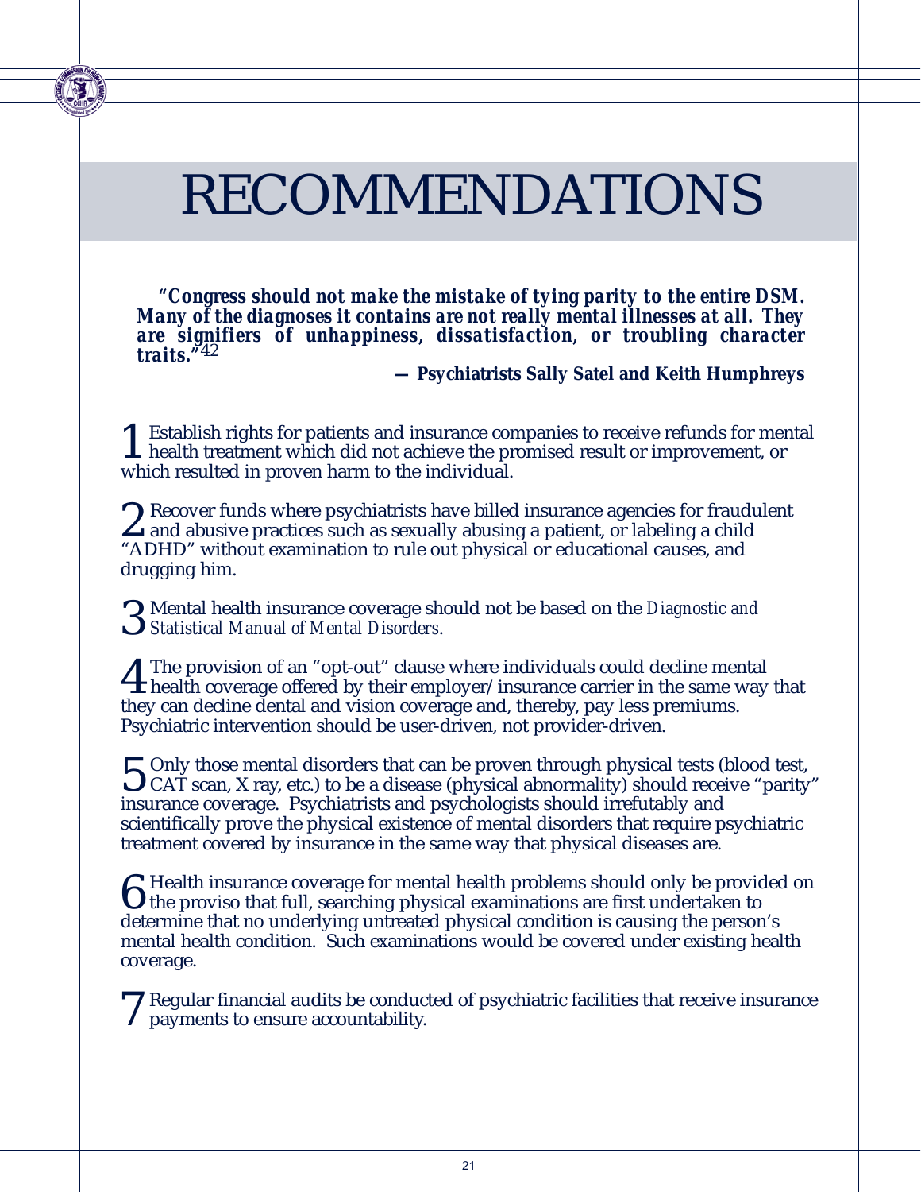# RECOMMENDATIONS

> ***"Congress should not make the mistake of tying parity to the entire DSM. Many of the diagnoses it contains are not really mental illnesses at all. They are signifiers of unhappiness, dissatisfaction, or troubling character traits."***[42]
>
> **— Psychiatrists Sally Satel and Keith Humphreys**

1. Establish rights for patients and insurance companies to receive refunds for mental health treatment which did not achieve the promised result or improvement, or which resulted in proven harm to the individual.

2. Recover funds where psychiatrists have billed insurance agencies for fraudulent and abusive practices such as sexually abusing a patient, or labeling a child "ADHD" without examination to rule out physical or educational causes, and drugging him.

3. Mental health insurance coverage should not be based on the *Diagnostic and Statistical Manual of Mental Disorders*.

4. The provision of an "opt-out" clause where individuals could decline mental health coverage offered by their employer/insurance carrier in the same way that they can decline dental and vision coverage and, thereby, pay less premiums. Psychiatric intervention should be user-driven, not provider-driven.

5. Only those mental disorders that can be proven through physical tests (blood test, CAT scan, X ray, etc.) to be a disease (physical abnormality) should receive "parity" insurance coverage. Psychiatrists and psychologists should irrefutably and scientifically prove the physical existence of mental disorders that require psychiatric treatment covered by insurance in the same way that physical diseases are.

6. Health insurance coverage for mental health problems should only be provided on the proviso that full, searching physical examinations are first undertaken to determine that no underlying untreated physical condition is causing the person's mental health condition. Such examinations would be covered under existing health coverage.

7. Regular financial audits be conducted of psychiatric facilities that receive insurance payments to ensure accountability.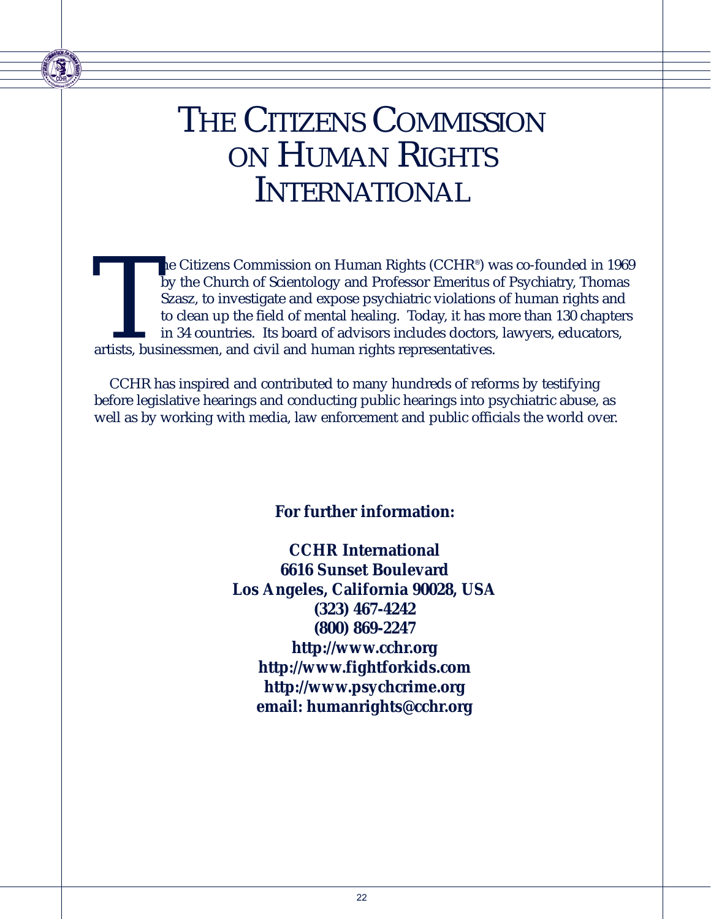# THE CITIZENS COMMISSION ON HUMAN RIGHTS INTERNATIONAL

The Citizens Commission on Human Rights (CCHR®) was co-founded in 1969 by the Church of Scientology and Professor Emeritus of Psychiatry, Thomas Szasz, to investigate and expose psychiatric violations of human rights and to clean up the field of mental healing. Today, it has more than 130 chapters in 34 countries. Its board of advisors includes doctors, lawyers, educators, artists, businessmen, and civil and human rights representatives.

CCHR has inspired and contributed to many hundreds of reforms by testifying before legislative hearings and conducting public hearings into psychiatric abuse, as well as by working with media, law enforcement and public officials the world over.

**For further information:**

**CCHR International**
**6616 Sunset Boulevard**
**Los Angeles, California 90028, USA**
**(323) 467-4242**
**(800) 869-2247**
**http://www.cchr.org**
**http://www.fightforkids.com**
**http://www.psychcrime.org**
**email: humanrights@cchr.org**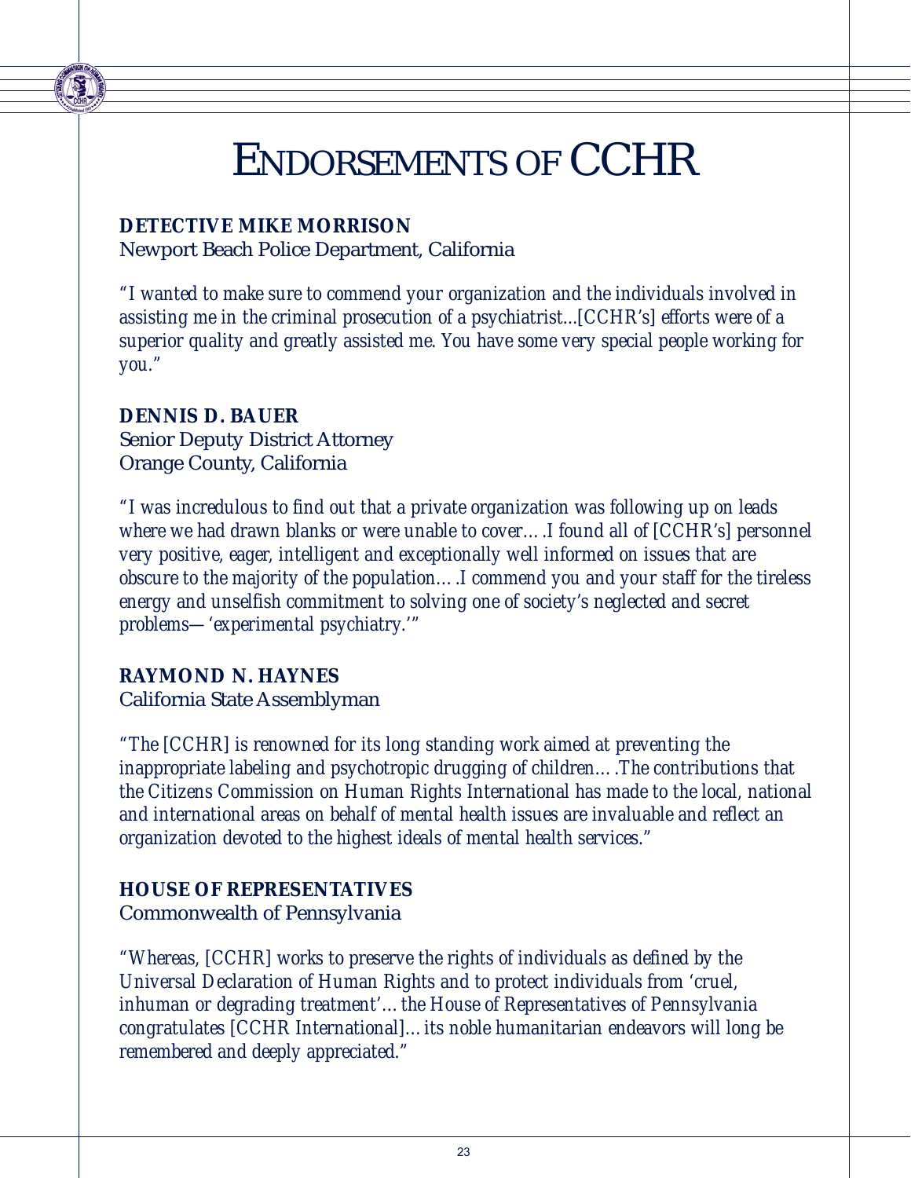# ENDORSEMENTS OF CCHR

**DETECTIVE MIKE MORRISON**
Newport Beach Police Department, California

*"I wanted to make sure to commend your organization and the individuals involved in assisting me in the criminal prosecution of a psychiatrist...[CCHR's] efforts were of a superior quality and greatly assisted me. You have some very special people working for you."*

**DENNIS D. BAUER**
Senior Deputy District Attorney
Orange County, California

*"I was incredulous to find out that a private organization was following up on leads where we had drawn blanks or were unable to cover….I found all of [CCHR's] personnel very positive, eager, intelligent and exceptionally well informed on issues that are obscure to the majority of the population….I commend you and your staff for the tireless energy and unselfish commitment to solving one of society's neglected and secret problems—'experimental psychiatry.'"*

**RAYMOND N. HAYNES**
California State Assemblyman

*"The [CCHR] is renowned for its long standing work aimed at preventing the inappropriate labeling and psychotropic drugging of children….The contributions that the Citizens Commission on Human Rights International has made to the local, national and international areas on behalf of mental health issues are invaluable and reflect an organization devoted to the highest ideals of mental health services."*

**HOUSE OF REPRESENTATIVES**
Commonwealth of Pennsylvania

*"Whereas, [CCHR] works to preserve the rights of individuals as defined by the Universal Declaration of Human Rights and to protect individuals from 'cruel, inhuman or degrading treatment'…the House of Representatives of Pennsylvania congratulates [CCHR International]…its noble humanitarian endeavors will long be remembered and deeply appreciated."*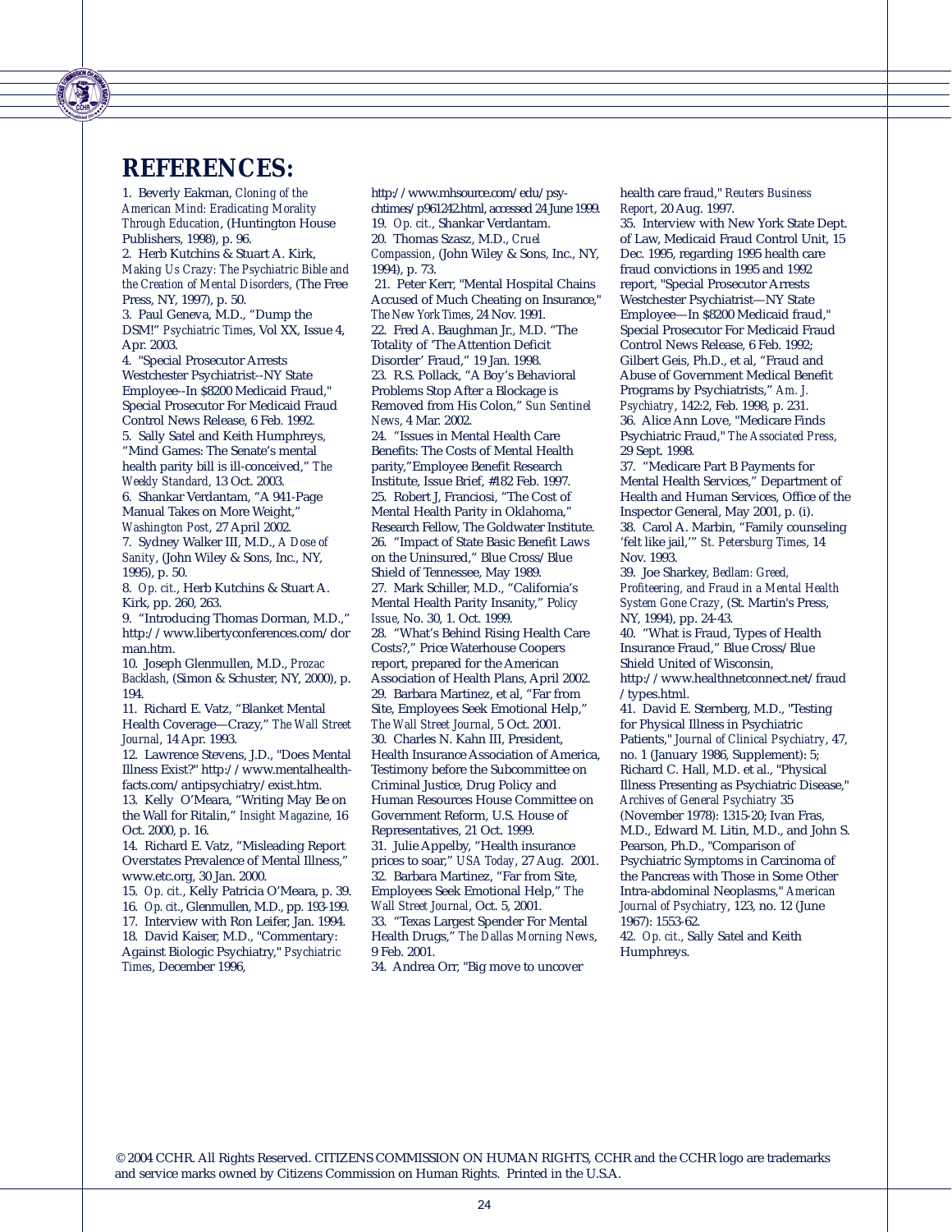# REFERENCES:

1. Beverly Eakman, *Cloning of the American Mind: Eradicating Morality Through Education*, (Huntington House Publishers, 1998), p. 96.
2. Herb Kutchins & Stuart A. Kirk, *Making Us Crazy: The Psychiatric Bible and the Creation of Mental Disorders*, (The Free Press, NY, 1997), p. 50.
3. Paul Geneva, M.D., "Dump the DSM!" *Psychiatric Times*, Vol XX, Issue 4, Apr. 2003.
4. "Special Prosecutor Arrests Westchester Psychiatrist--NY State Employee--In $8200 Medicaid Fraud," Special Prosecutor For Medicaid Fraud Control News Release, 6 Feb. 1992.
5. Sally Satel and Keith Humphreys, "Mind Games: The Senate's mental health parity bill is ill-conceived," *The Weekly Standard*, 13 Oct. 2003.
6. Shankar Verdantam, "A 941-Page Manual Takes on More Weight," *Washington Post*, 27 April 2002.
7. Sydney Walker III, M.D., *A Dose of Sanity*, (John Wiley & Sons, Inc., NY, 1995), p. 50.
8. *Op. cit.*, Herb Kutchins & Stuart A. Kirk, pp. 260, 263.
9. "Introducing Thomas Dorman, M.D.," http://www.libertyconferences.com/dorman.htm.
10. Joseph Glenmullen, M.D., *Prozac Backlash*, (Simon & Schuster, NY, 2000), p. 194.
11. Richard E. Vatz, "Blanket Mental Health Coverage—Crazy," *The Wall Street Journal*, 14 Apr. 1993.
12. Lawrence Stevens, J.D., "Does Mental Illness Exist?" http://www.mentalhealth-facts.com/antipsychiatry/exist.htm.
13. Kelly O'Meara, "Writing May Be on the Wall for Ritalin," *Insight Magazine*, 16 Oct. 2000, p. 16.
14. Richard E. Vatz, "Misleading Report Overstates Prevalence of Mental Illness," www.etc.org, 30 Jan. 2000.
15. *Op. cit.*, Kelly Patricia O'Meara, p. 39.
16. *Op. cit.*, Glenmullen, M.D., pp. 193-199.
17. Interview with Ron Leifer, Jan. 1994.
18. David Kaiser, M.D., "Commentary: Against Biologic Psychiatry," *Psychiatric Times*, December 1996, http://www.mhsource.com/edu/psychtimes/p961242.html, accessed 24 June 1999.
19. *Op. cit.*, Shankar Verdantam.
20. Thomas Szasz, M.D., *Cruel Compassion*, (John Wiley & Sons, Inc., NY, 1994), p. 73.
21. Peter Kerr, "Mental Hospital Chains Accused of Much Cheating on Insurance," *The New York Times*, 24 Nov. 1991.
22. Fred A. Baughman Jr., M.D. "The Totality of 'The Attention Deficit Disorder' Fraud," 19 Jan. 1998.
23. R.S. Pollack, "A Boy's Behavioral Problems Stop After a Blockage is Removed from His Colon," *Sun Sentinel News*, 4 Mar. 2002.
24. "Issues in Mental Health Care Benefits: The Costs of Mental Health parity,"Employee Benefit Research Institute, Issue Brief, #182 Feb. 1997.
25. Robert J, Franciosi, "The Cost of Mental Health Parity in Oklahoma," Research Fellow, The Goldwater Institute.
26. "Impact of State Basic Benefit Laws on the Uninsured," Blue Cross/Blue Shield of Tennessee, May 1989.
27. Mark Schiller, M.D., "California's Mental Health Parity Insanity," *Policy Issue*, No. 30, 1. Oct. 1999.
28. "What's Behind Rising Health Care Costs?," Price Waterhouse Coopers report, prepared for the American Association of Health Plans, April 2002.
29. Barbara Martinez, et al, "Far from Site, Employees Seek Emotional Help," *The Wall Street Journal*, 5 Oct. 2001.
30. Charles N. Kahn III, President, Health Insurance Association of America, Testimony before the Subcommittee on Criminal Justice, Drug Policy and Human Resources House Committee on Government Reform, U.S. House of Representatives, 21 Oct. 1999.
31. Julie Appelby, "Health insurance prices to soar," *USA Today*, 27 Aug. 2001.
32. Barbara Martinez, "Far from Site, Employees Seek Emotional Help," *The Wall Street Journal*, Oct. 5, 2001.
33. "Texas Largest Spender For Mental Health Drugs," *The Dallas Morning News*, 9 Feb. 2001.
34. Andrea Orr, "Big move to uncover health care fraud," *Reuters Business Report*, 20 Aug. 1997.
35. Interview with New York State Dept. of Law, Medicaid Fraud Control Unit, 15 Dec. 1995, regarding 1995 health care fraud convictions in 1995 and 1992 report, "Special Prosecutor Arrests Westchester Psychiatrist—NY State Employee—In $8200 Medicaid fraud," Special Prosecutor For Medicaid Fraud Control News Release, 6 Feb. 1992; Gilbert Geis, Ph.D., et al, "Fraud and Abuse of Government Medical Benefit Programs by Psychiatrists," *Am. J. Psychiatry*, 142:2, Feb. 1998, p. 231.
36. Alice Ann Love, "Medicare Finds Psychiatric Fraud," *The Associated Press*, 29 Sept. 1998.
37. "Medicare Part B Payments for Mental Health Services," Department of Health and Human Services, Office of the Inspector General, May 2001, p. (i).
38. Carol A. Marbin, "Family counseling 'felt like jail,'" *St. Petersburg Times*, 14 Nov. 1993.
39. Joe Sharkey, *Bedlam: Greed, Profiteering, and Fraud in a Mental Health System Gone Crazy*, (St. Martin's Press, NY, 1994), pp. 24-43.
40. "What is Fraud, Types of Health Insurance Fraud," Blue Cross/Blue Shield United of Wisconsin, http://www.healthnetconnect.net/fraud/types.html.
41. David E. Sternberg, M.D., "Testing for Physical Illness in Psychiatric Patients," *Journal of Clinical Psychiatry*, 47, no. 1 (January 1986, Supplement): 5; Richard C. Hall, M.D. et al., "Physical Illness Presenting as Psychiatric Disease," *Archives of General Psychiatry* 35 (November 1978): 1315-20; Ivan Fras, M.D., Edward M. Litin, M.D., and John S. Pearson, Ph.D., "Comparison of Psychiatric Symptoms in Carcinoma of the Pancreas with Those in Some Other Intra-abdominal Neoplasms," *American Journal of Psychiatry*, 123, no. 12 (June 1967): 1553-62.
42. *Op. cit.*, Sally Satel and Keith Humphreys.

© 2004 CCHR. All Rights Reserved. CITIZENS COMMISSION ON HUMAN RIGHTS, CCHR and the CCHR logo are trademarks and service marks owned by Citizens Commission on Human Rights. Printed in the U.S.A.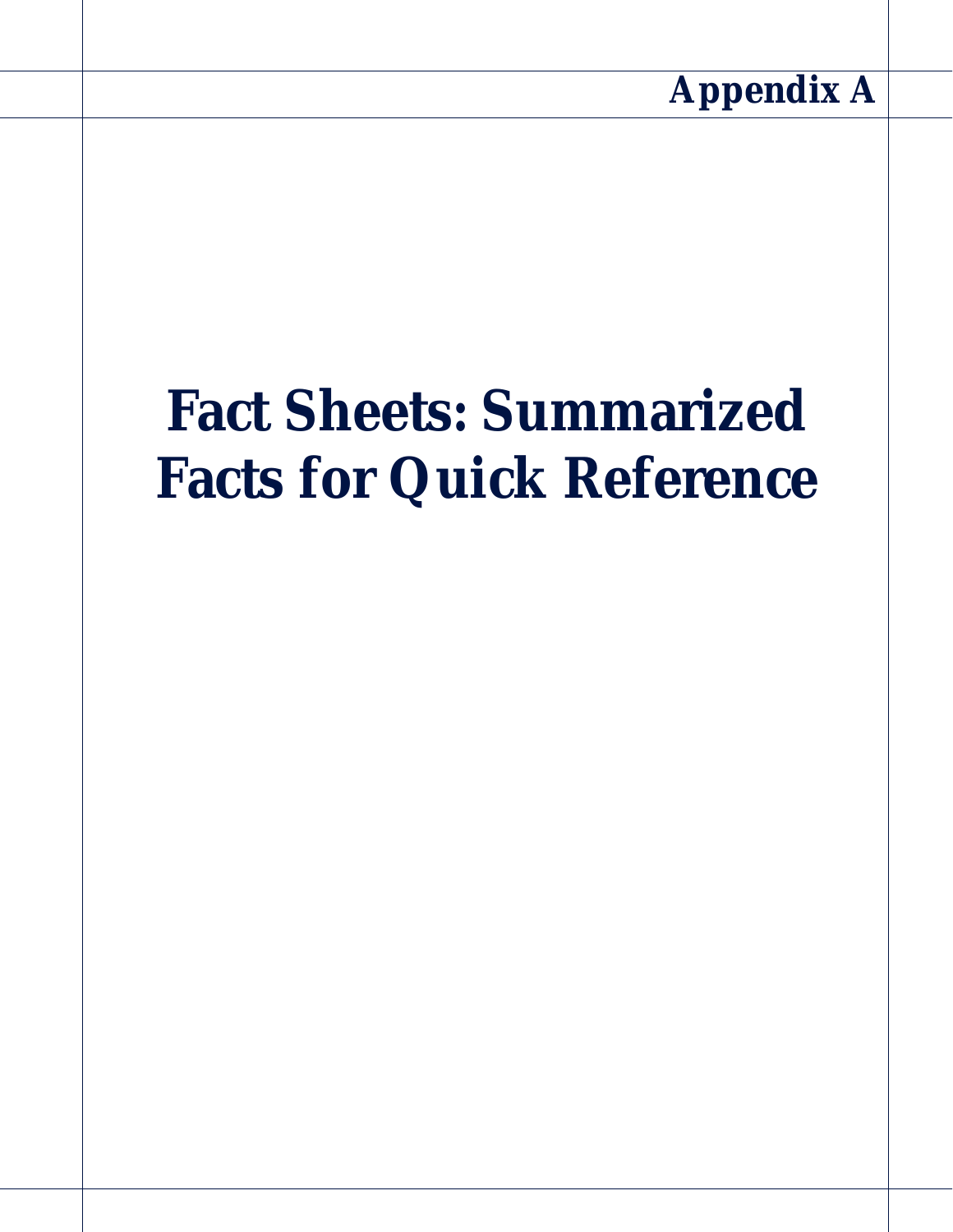# Appendix A

# Fact Sheets: Summarized Facts for Quick Reference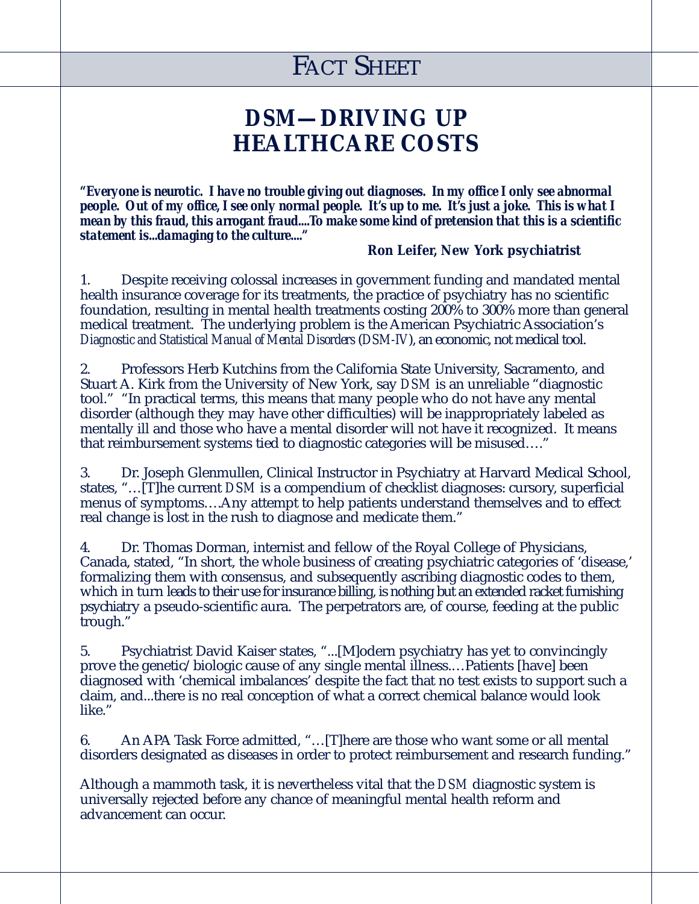# FACT SHEET

## DSM—DRIVING UP HEALTHCARE COSTS

***"Everyone is neurotic. I have no trouble giving out diagnoses. In my office I only see abnormal people. Out of my office, I see only normal people. It's up to me. It's just a joke. This is what I mean by this fraud, this arrogant fraud....To make some kind of pretension that this is a scientific statement is...damaging to the culture...."***

**Ron Leifer, New York psychiatrist**

1. Despite receiving colossal increases in government funding and mandated mental health insurance coverage for its treatments, the practice of psychiatry has no scientific foundation, resulting in mental health treatments costing 200% to 300% more than general medical treatment. The underlying problem is the American Psychiatric Association's *Diagnostic and Statistical Manual of Mental Disorders* (*DSM-IV*), an economic, not medical tool.

2. Professors Herb Kutchins from the California State University, Sacramento, and Stuart A. Kirk from the University of New York, say *DSM* is an unreliable "diagnostic tool." "In practical terms, this means that many people who do not have any mental disorder (although they may have other difficulties) will be inappropriately labeled as mentally ill and those who have a mental disorder will not have it recognized. It means that reimbursement systems tied to diagnostic categories will be misused…."

3. Dr. Joseph Glenmullen, Clinical Instructor in Psychiatry at Harvard Medical School, states, "…[T]he current *DSM* is a compendium of checklist diagnoses: cursory, superficial menus of symptoms….Any attempt to help patients understand themselves and to effect real change is lost in the rush to diagnose and medicate them."

4. Dr. Thomas Dorman, internist and fellow of the Royal College of Physicians, Canada, stated, "In short, the whole business of creating psychiatric categories of 'disease,' formalizing them with consensus, and subsequently ascribing diagnostic codes to them, which in turn leads to their use for insurance billing, is nothing but an extended racket furnishing psychiatry a pseudo-scientific aura. The perpetrators are, of course, feeding at the public trough."

5. Psychiatrist David Kaiser states, "...[M]odern psychiatry has yet to convincingly prove the genetic/biologic cause of any single mental illness.…Patients [have] been diagnosed with 'chemical imbalances' despite the fact that no test exists to support such a claim, and...there is no real conception of what a correct chemical balance would look like."

6. An APA Task Force admitted, "…[T]here are those who want some or all mental disorders designated as diseases in order to protect reimbursement and research funding."

Although a mammoth task, it is nevertheless vital that the *DSM* diagnostic system is universally rejected before any chance of meaningful mental health reform and advancement can occur.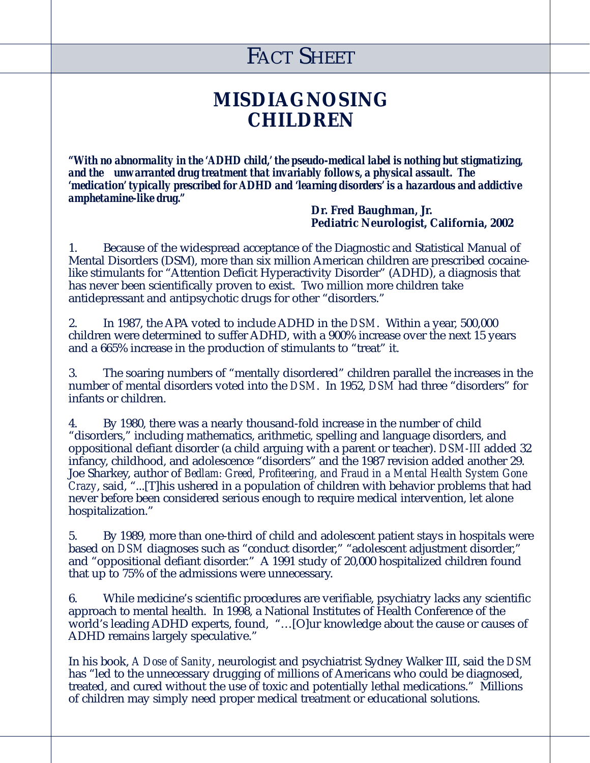# FACT SHEET

## MISDIAGNOSING CHILDREN

***"With no abnormality in the 'ADHD child,' the pseudo-medical label is nothing but stigmatizing, and the unwarranted drug treatment that invariably follows, a physical assault. The 'medication' typically prescribed for ADHD and 'learning disorders' is a hazardous and addictive amphetamine-like drug."***

**Dr. Fred Baughman, Jr.**
**Pediatric Neurologist, California, 2002**

1. Because of the widespread acceptance of the Diagnostic and Statistical Manual of Mental Disorders (DSM), more than six million American children are prescribed cocaine-like stimulants for "Attention Deficit Hyperactivity Disorder" (ADHD), a diagnosis that has never been scientifically proven to exist. Two million more children take antidepressant and antipsychotic drugs for other "disorders."

2. In 1987, the APA voted to include ADHD in the *DSM*. Within a year, 500,000 children were determined to suffer ADHD, with a 900% increase over the next 15 years and a 665% increase in the production of stimulants to "treat" it.

3. The soaring numbers of "mentally disordered" children parallel the increases in the number of mental disorders voted into the *DSM*. In 1952, *DSM* had three "disorders" for infants or children.

4. By 1980, there was a nearly thousand-fold increase in the number of child "disorders," including mathematics, arithmetic, spelling and language disorders, and oppositional defiant disorder (a child arguing with a parent or teacher). *DSM-III* added 32 infancy, childhood, and adolescence "disorders" and the 1987 revision added another 29. Joe Sharkey, author of *Bedlam: Greed, Profiteering, and Fraud in a Mental Health System Gone Crazy*, said, "...[T]his ushered in a population of children with behavior problems that had never before been considered serious enough to require medical intervention, let alone hospitalization."

5. By 1989, more than one-third of child and adolescent patient stays in hospitals were based on *DSM* diagnoses such as "conduct disorder," "adolescent adjustment disorder," and "oppositional defiant disorder." A 1991 study of 20,000 hospitalized children found that up to 75% of the admissions were unnecessary.

6. While medicine's scientific procedures are verifiable, psychiatry lacks any scientific approach to mental health. In 1998, a National Institutes of Health Conference of the world's leading ADHD experts, found, "…[O]ur knowledge about the cause or causes of ADHD remains largely speculative."

In his book, *A Dose of Sanity*, neurologist and psychiatrist Sydney Walker III, said the *DSM* has "led to the unnecessary drugging of millions of Americans who could be diagnosed, treated, and cured without the use of toxic and potentially lethal medications." Millions of children may simply need proper medical treatment or educational solutions.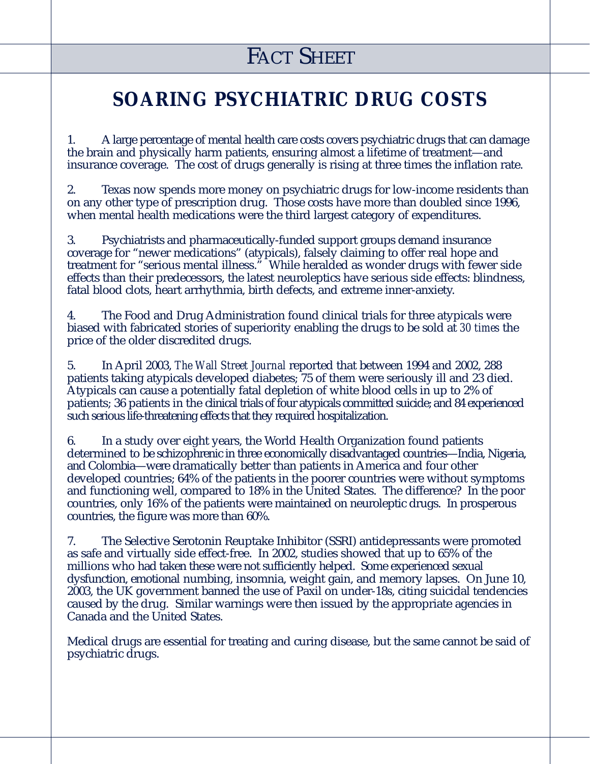# FACT SHEET

## SOARING PSYCHIATRIC DRUG COSTS

1. A large percentage of mental health care costs covers psychiatric drugs that can damage the brain and physically harm patients, ensuring almost a lifetime of treatment—and insurance coverage. The cost of drugs generally is rising at three times the inflation rate.

2. Texas now spends more money on psychiatric drugs for low-income residents than on any other type of prescription drug. Those costs have more than doubled since 1996, when mental health medications were the third largest category of expenditures.

3. Psychiatrists and pharmaceutically-funded support groups demand insurance coverage for "newer medications" (atypicals), falsely claiming to offer real hope and treatment for "serious mental illness." While heralded as wonder drugs with fewer side effects than their predecessors, the latest neuroleptics have serious side effects: blindness, fatal blood clots, heart arrhythmia, birth defects, and extreme inner-anxiety.

4. The Food and Drug Administration found clinical trials for three atypicals were biased with fabricated stories of superiority enabling the drugs to be sold at *30 times* the price of the older discredited drugs.

5. In April 2003, *The Wall Street Journal* reported that between 1994 and 2002, 288 patients taking atypicals developed diabetes; 75 of them were seriously ill and 23 died. Atypicals can cause a potentially fatal depletion of white blood cells in up to 2% of patients; 36 patients in the clinical trials of four atypicals committed suicide; and 84 experienced such serious life-threatening effects that they required hospitalization.

6. In a study over eight years, the World Health Organization found patients determined to be schizophrenic in three economically disadvantaged countries—India, Nigeria, and Colombia—were dramatically better than patients in America and four other developed countries; 64% of the patients in the poorer countries were without symptoms and functioning well, compared to 18% in the United States. The difference? In the poor countries, only 16% of the patients were maintained on neuroleptic drugs. In prosperous countries, the figure was more than 60%.

7. The Selective Serotonin Reuptake Inhibitor (SSRI) antidepressants were promoted as safe and virtually side effect-free. In 2002, studies showed that up to 65% of the millions who had taken these were not sufficiently helped. Some experienced sexual dysfunction, emotional numbing, insomnia, weight gain, and memory lapses. On June 10, 2003, the UK government banned the use of Paxil on under-18s, citing suicidal tendencies caused by the drug. Similar warnings were then issued by the appropriate agencies in Canada and the United States.

Medical drugs are essential for treating and curing disease, but the same cannot be said of psychiatric drugs.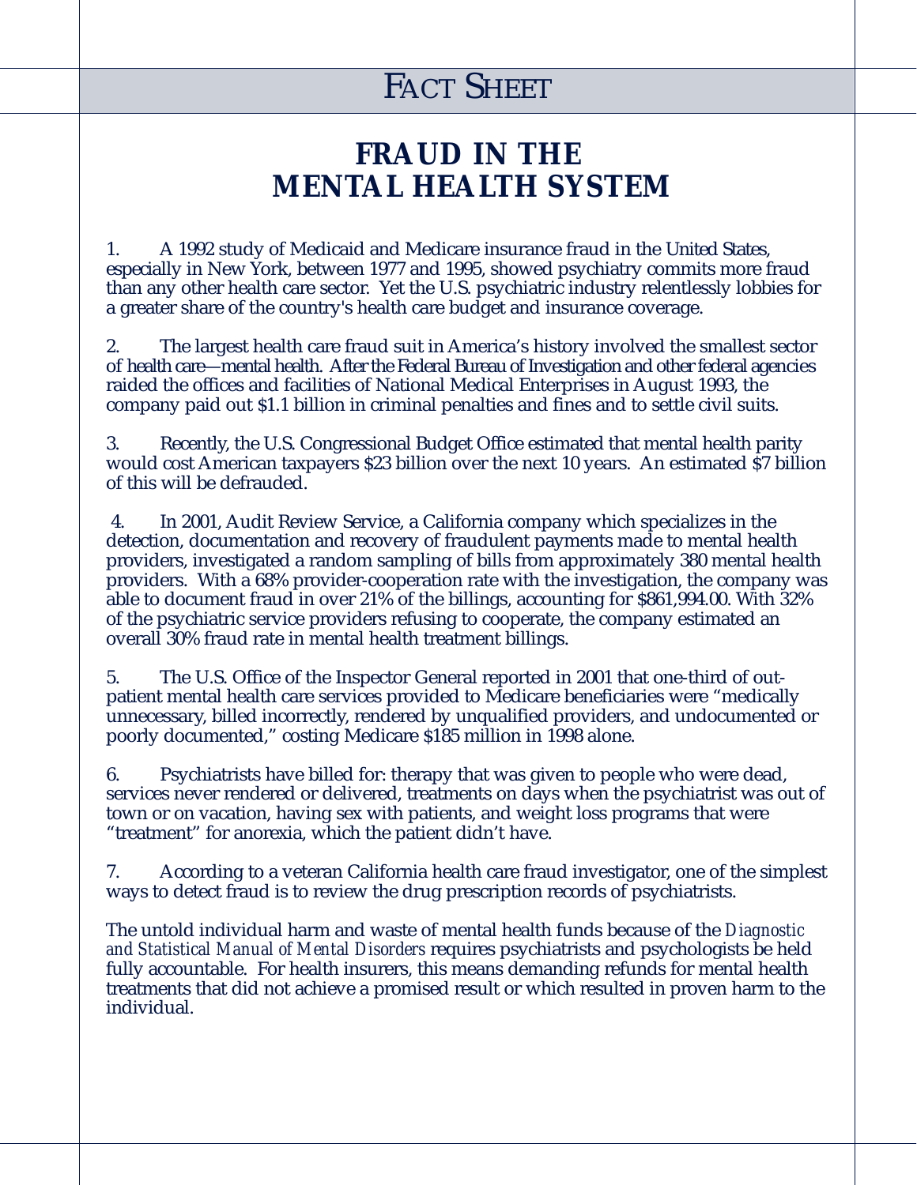# FACT SHEET

## FRAUD IN THE MENTAL HEALTH SYSTEM

1. A 1992 study of Medicaid and Medicare insurance fraud in the United States, especially in New York, between 1977 and 1995, showed psychiatry commits more fraud than any other health care sector. Yet the U.S. psychiatric industry relentlessly lobbies for a greater share of the country's health care budget and insurance coverage.

2. The largest health care fraud suit in America's history involved the smallest sector of health care—mental health. After the Federal Bureau of Investigation and other federal agencies raided the offices and facilities of National Medical Enterprises in August 1993, the company paid out $1.1 billion in criminal penalties and fines and to settle civil suits.

3. Recently, the U.S. Congressional Budget Office estimated that mental health parity would cost American taxpayers $23 billion over the next 10 years. An estimated $7 billion of this will be defrauded.

4. In 2001, Audit Review Service, a California company which specializes in the detection, documentation and recovery of fraudulent payments made to mental health providers, investigated a random sampling of bills from approximately 380 mental health providers. With a 68% provider-cooperation rate with the investigation, the company was able to document fraud in over 21% of the billings, accounting for $861,994.00. With 32% of the psychiatric service providers refusing to cooperate, the company estimated an overall 30% fraud rate in mental health treatment billings.

5. The U.S. Office of the Inspector General reported in 2001 that one-third of out-patient mental health care services provided to Medicare beneficiaries were "medically unnecessary, billed incorrectly, rendered by unqualified providers, and undocumented or poorly documented," costing Medicare $185 million in 1998 alone.

6. Psychiatrists have billed for: therapy that was given to people who were dead, services never rendered or delivered, treatments on days when the psychiatrist was out of town or on vacation, having sex with patients, and weight loss programs that were "treatment" for anorexia, which the patient didn't have.

7. According to a veteran California health care fraud investigator, one of the simplest ways to detect fraud is to review the drug prescription records of psychiatrists.

The untold individual harm and waste of mental health funds because of the *Diagnostic and Statistical Manual of Mental Disorders* requires psychiatrists and psychologists be held fully accountable. For health insurers, this means demanding refunds for mental health treatments that did not achieve a promised result or which resulted in proven harm to the individual.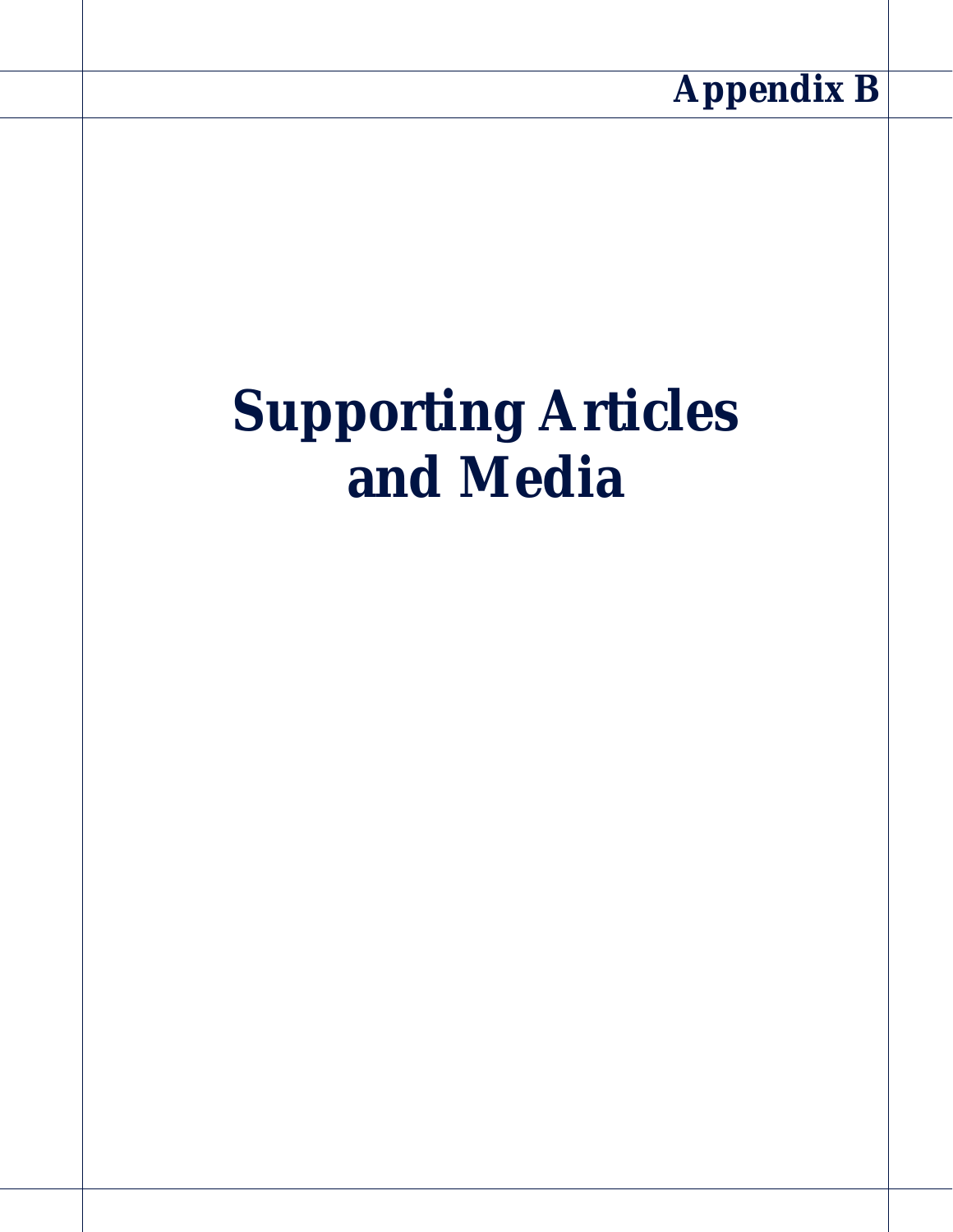# Appendix B

# Supporting Articles and Media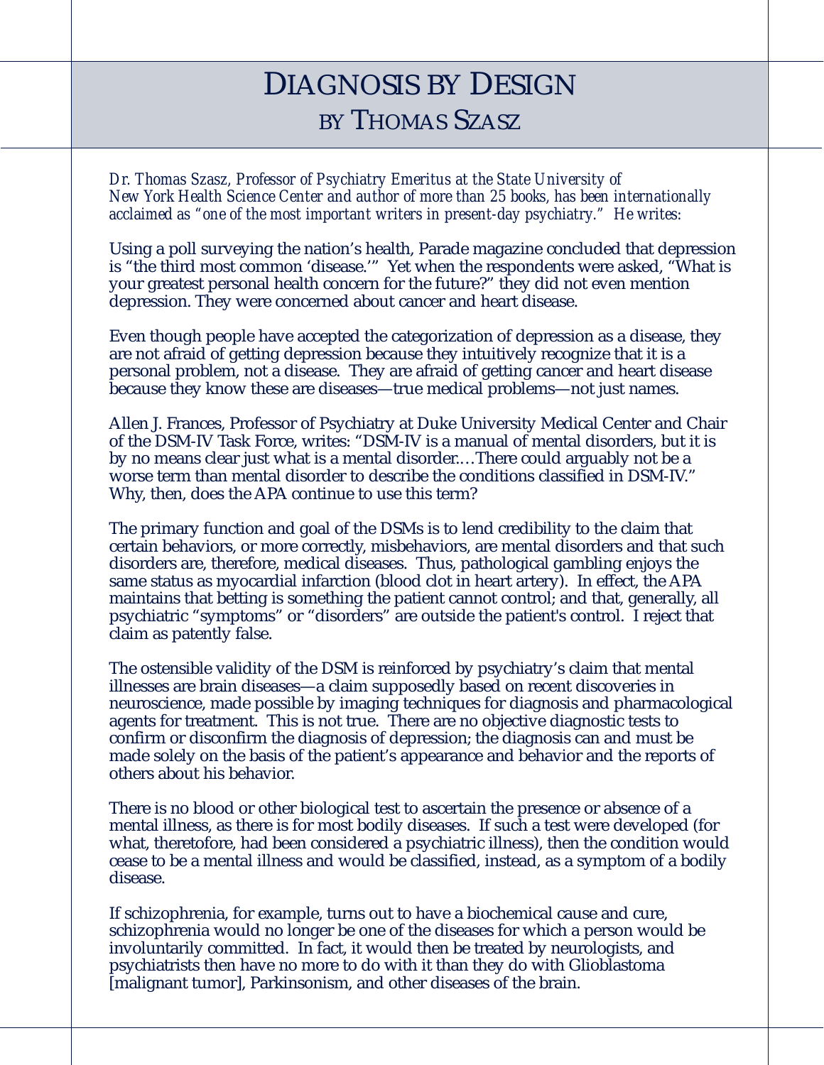# DIAGNOSIS BY DESIGN
## BY THOMAS SZASZ

*Dr. Thomas Szasz, Professor of Psychiatry Emeritus at the State University of New York Health Science Center and author of more than 25 books, has been internationally acclaimed as "one of the most important writers in present-day psychiatry." He writes:*

Using a poll surveying the nation's health, Parade magazine concluded that depression is "the third most common 'disease.'" Yet when the respondents were asked, "What is your greatest personal health concern for the future?" they did not even mention depression. They were concerned about cancer and heart disease.

Even though people have accepted the categorization of depression as a disease, they are not afraid of getting depression because they intuitively recognize that it is a personal problem, not a disease. They are afraid of getting cancer and heart disease because they know these are diseases—true medical problems—not just names.

Allen J. Frances, Professor of Psychiatry at Duke University Medical Center and Chair of the DSM-IV Task Force, writes: "DSM-IV is a manual of mental disorders, but it is by no means clear just what is a mental disorder.…There could arguably not be a worse term than mental disorder to describe the conditions classified in DSM-IV." Why, then, does the APA continue to use this term?

The primary function and goal of the DSMs is to lend credibility to the claim that certain behaviors, or more correctly, misbehaviors, are mental disorders and that such disorders are, therefore, medical diseases. Thus, pathological gambling enjoys the same status as myocardial infarction (blood clot in heart artery). In effect, the APA maintains that betting is something the patient cannot control; and that, generally, all psychiatric "symptoms" or "disorders" are outside the patient's control. I reject that claim as patently false.

The ostensible validity of the DSM is reinforced by psychiatry's claim that mental illnesses are brain diseases—a claim supposedly based on recent discoveries in neuroscience, made possible by imaging techniques for diagnosis and pharmacological agents for treatment. This is not true. There are no objective diagnostic tests to confirm or disconfirm the diagnosis of depression; the diagnosis can and must be made solely on the basis of the patient's appearance and behavior and the reports of others about his behavior.

There is no blood or other biological test to ascertain the presence or absence of a mental illness, as there is for most bodily diseases. If such a test were developed (for what, theretofore, had been considered a psychiatric illness), then the condition would cease to be a mental illness and would be classified, instead, as a symptom of a bodily disease.

If schizophrenia, for example, turns out to have a biochemical cause and cure, schizophrenia would no longer be one of the diseases for which a person would be involuntarily committed. In fact, it would then be treated by neurologists, and psychiatrists then have no more to do with it than they do with Glioblastoma [malignant tumor], Parkinsonism, and other diseases of the brain.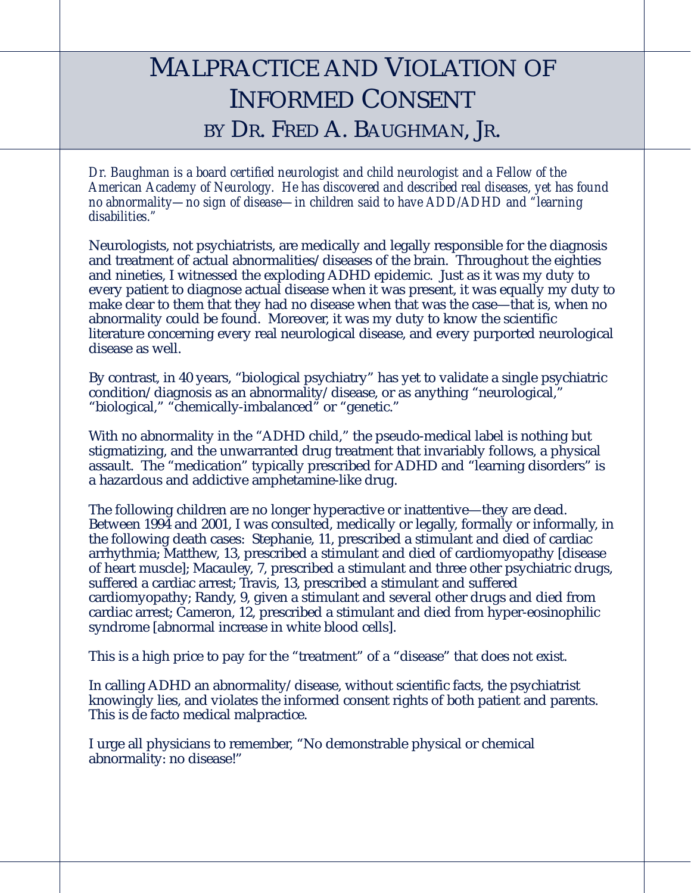# MALPRACTICE AND VIOLATION OF INFORMED CONSENT

## BY DR. FRED A. BAUGHMAN, JR.

*Dr. Baughman is a board certified neurologist and child neurologist and a Fellow of the American Academy of Neurology. He has discovered and described real diseases, yet has found no abnormality—no sign of disease—in children said to have ADD/ADHD and "learning disabilities."*

Neurologists, not psychiatrists, are medically and legally responsible for the diagnosis and treatment of actual abnormalities/diseases of the brain. Throughout the eighties and nineties, I witnessed the exploding ADHD epidemic. Just as it was my duty to every patient to diagnose actual disease when it was present, it was equally my duty to make clear to them that they had no disease when that was the case—that is, when no abnormality could be found. Moreover, it was my duty to know the scientific literature concerning every real neurological disease, and every purported neurological disease as well.

By contrast, in 40 years, "biological psychiatry" has yet to validate a single psychiatric condition/diagnosis as an abnormality/disease, or as anything "neurological," "biological," "chemically-imbalanced" or "genetic."

With no abnormality in the "ADHD child," the pseudo-medical label is nothing but stigmatizing, and the unwarranted drug treatment that invariably follows, a physical assault. The "medication" typically prescribed for ADHD and "learning disorders" is a hazardous and addictive amphetamine-like drug.

The following children are no longer hyperactive or inattentive—they are dead. Between 1994 and 2001, I was consulted, medically or legally, formally or informally, in the following death cases: Stephanie, 11, prescribed a stimulant and died of cardiac arrhythmia; Matthew, 13, prescribed a stimulant and died of cardiomyopathy [disease of heart muscle]; Macauley, 7, prescribed a stimulant and three other psychiatric drugs, suffered a cardiac arrest; Travis, 13, prescribed a stimulant and suffered cardiomyopathy; Randy, 9, given a stimulant and several other drugs and died from cardiac arrest; Cameron, 12, prescribed a stimulant and died from hyper-eosinophilic syndrome [abnormal increase in white blood cells].

This is a high price to pay for the "treatment" of a "disease" that does not exist.

In calling ADHD an abnormality/disease, without scientific facts, the psychiatrist knowingly lies, and violates the informed consent rights of both patient and parents. This is de facto medical malpractice.

I urge all physicians to remember, "No demonstrable physical or chemical abnormality: no disease!"